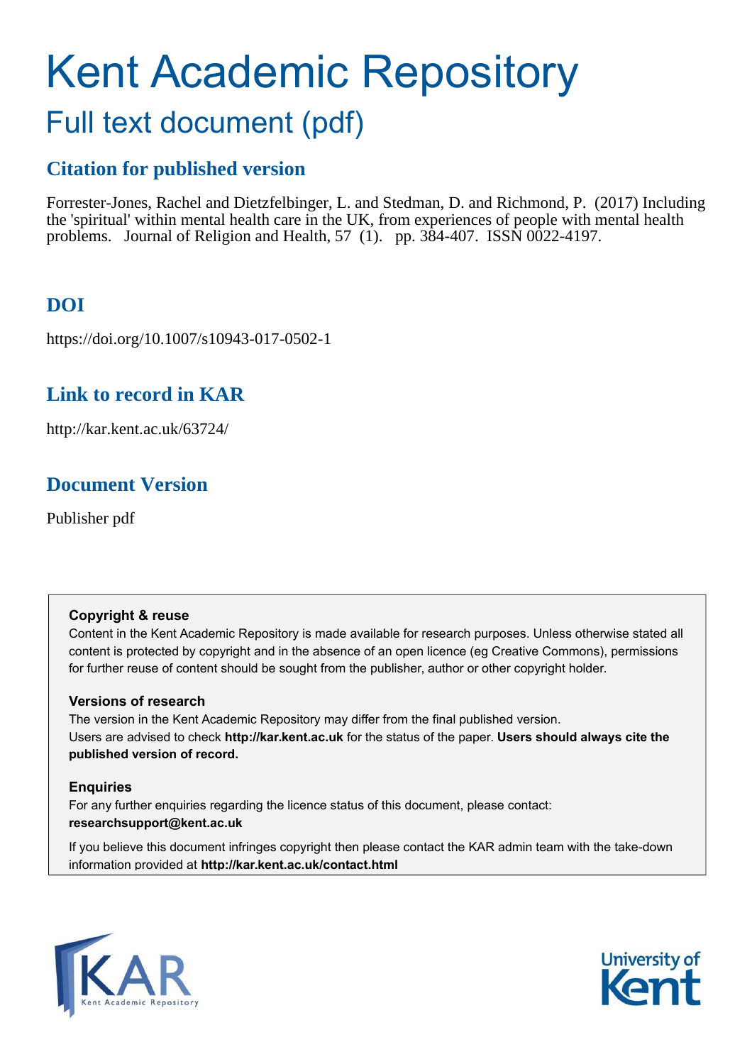# Kent Academic Repository

## Full text document (pdf)

## Citation for published version

Forrester-Jones, Rachel and Dietzfelbinger, L. and Stedman, D. and Richmond, P. (2017) Including the 'spiritual' within mental health care in the UK, from experiences of people with mental health problems. Journal of Religion and Health, 57 (1). pp. 384-407. ISSN 0022-4197.

## DOI

https://doi.org/10.1007/s10943-017-0502-1

## Link to record in KAR

http://kar.kent.ac.uk/63724/

## Document Version

Publisher pdf

**Copyright & reuse**

Content in the Kent Academic Repository is made available for research purposes. Unless otherwise stated all content is protected by copyright and in the absence of an open licence (eg Creative Commons), permissions for further reuse of content should be sought from the publisher, author or other copyright holder.

**Versions of research**

The version in the Kent Academic Repository may differ from the final published version. Users are advised to check **http://kar.kent.ac.uk** for the status of the paper. **Users should always cite the published version of record.**

**Enquiries**

For any further enquiries regarding the licence status of this document, please contact: **researchsupport@kent.ac.uk**

If you believe this document infringes copyright then please contact the KAR admin team with the take-down information provided at **http://kar.kent.ac.uk/contact.html**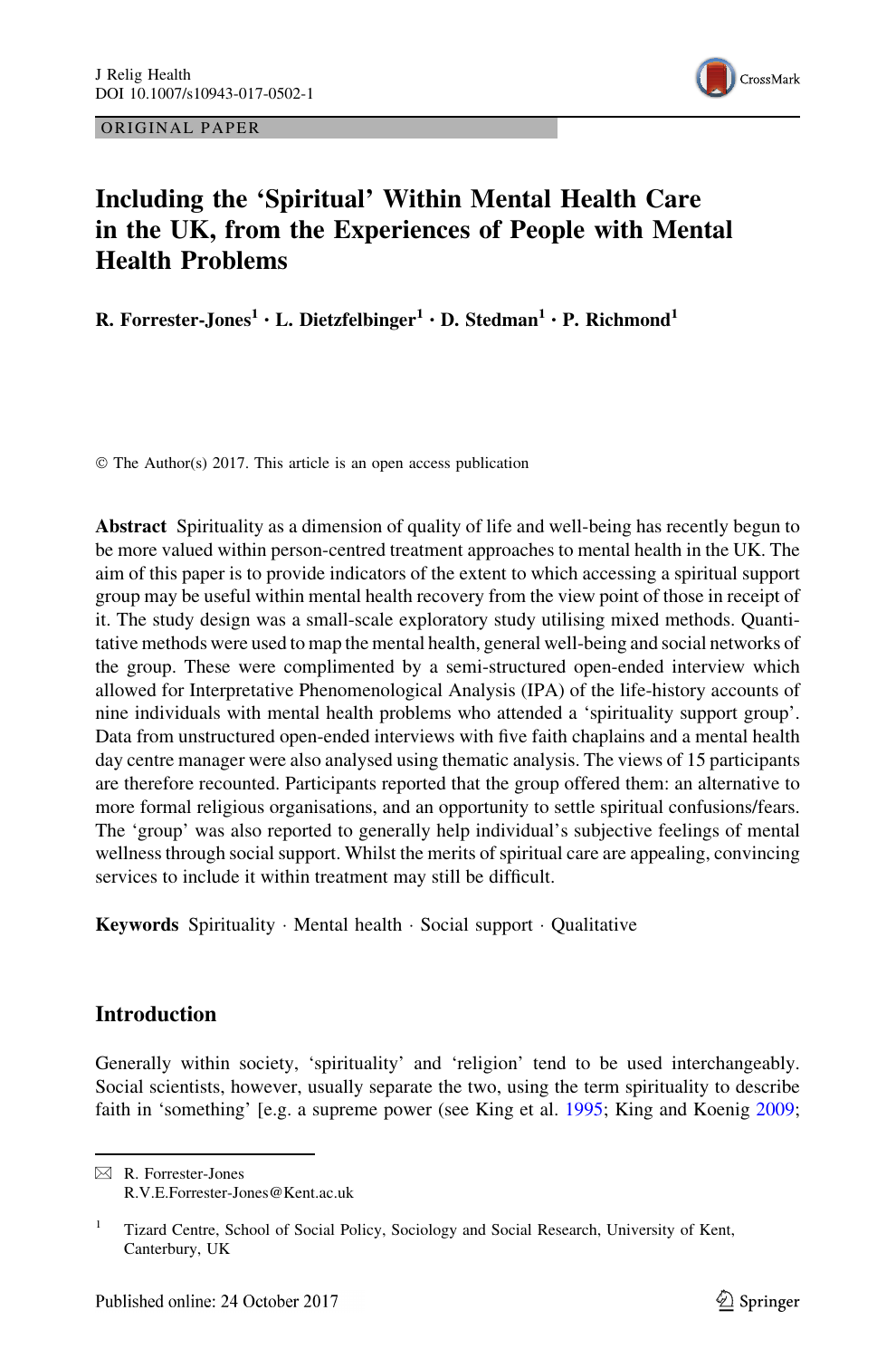ORIGINAL PAPER

# Including the 'Spiritual' Within Mental Health Care in the UK, from the Experiences of People with Mental Health Problems

**R. Forrester-Jones[1] · L. Dietzfelbinger[1] · D. Stedman[1] · P. Richmond[1]**

© The Author(s) 2017. This article is an open access publication

**Abstract** Spirituality as a dimension of quality of life and well-being has recently begun to be more valued within person-centred treatment approaches to mental health in the UK. The aim of this paper is to provide indicators of the extent to which accessing a spiritual support group may be useful within mental health recovery from the view point of those in receipt of it. The study design was a small-scale exploratory study utilising mixed methods. Quantitative methods were used to map the mental health, general well-being and social networks of the group. These were complimented by a semi-structured open-ended interview which allowed for Interpretative Phenomenological Analysis (IPA) of the life-history accounts of nine individuals with mental health problems who attended a 'spirituality support group'. Data from unstructured open-ended interviews with five faith chaplains and a mental health day centre manager were also analysed using thematic analysis. The views of 15 participants are therefore recounted. Participants reported that the group offered them: an alternative to more formal religious organisations, and an opportunity to settle spiritual confusions/fears. The 'group' was also reported to generally help individual's subjective feelings of mental wellness through social support. Whilst the merits of spiritual care are appealing, convincing services to include it within treatment may still be difficult.

**Keywords** Spirituality · Mental health · Social support · Qualitative

## Introduction

Generally within society, 'spirituality' and 'religion' tend to be used interchangeably. Social scientists, however, usually separate the two, using the term spirituality to describe faith in 'something' [e.g. a supreme power (see King et al. 1995; King and Koenig 2009;

✉ R. Forrester-Jones
R.V.E.Forrester-Jones@Kent.ac.uk

[1] Tizard Centre, School of Social Policy, Sociology and Social Research, University of Kent, Canterbury, UK

Published online: 24 October 2017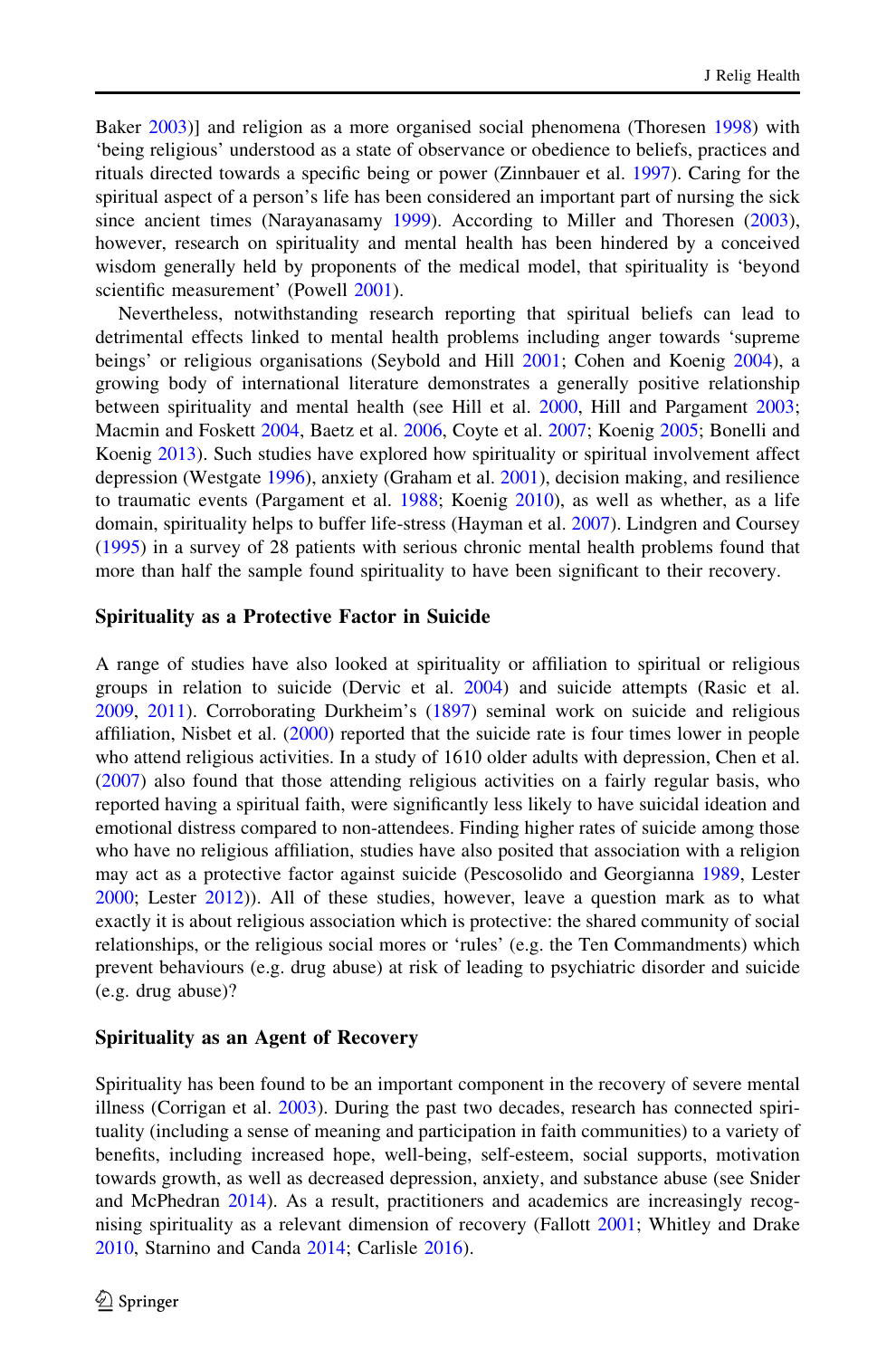Baker 2003)] and religion as a more organised social phenomena (Thoresen 1998) with 'being religious' understood as a state of observance or obedience to beliefs, practices and rituals directed towards a specific being or power (Zinnbauer et al. 1997). Caring for the spiritual aspect of a person's life has been considered an important part of nursing the sick since ancient times (Narayanasamy 1999). According to Miller and Thoresen (2003), however, research on spirituality and mental health has been hindered by a conceived wisdom generally held by proponents of the medical model, that spirituality is 'beyond scientific measurement' (Powell 2001).

Nevertheless, notwithstanding research reporting that spiritual beliefs can lead to detrimental effects linked to mental health problems including anger towards 'supreme beings' or religious organisations (Seybold and Hill 2001; Cohen and Koenig 2004), a growing body of international literature demonstrates a generally positive relationship between spirituality and mental health (see Hill et al. 2000, Hill and Pargament 2003; Macmin and Foskett 2004, Baetz et al. 2006, Coyte et al. 2007; Koenig 2005; Bonelli and Koenig 2013). Such studies have explored how spirituality or spiritual involvement affect depression (Westgate 1996), anxiety (Graham et al. 2001), decision making, and resilience to traumatic events (Pargament et al. 1988; Koenig 2010), as well as whether, as a life domain, spirituality helps to buffer life-stress (Hayman et al. 2007). Lindgren and Coursey (1995) in a survey of 28 patients with serious chronic mental health problems found that more than half the sample found spirituality to have been significant to their recovery.

### Spirituality as a Protective Factor in Suicide

A range of studies have also looked at spirituality or affiliation to spiritual or religious groups in relation to suicide (Dervic et al. 2004) and suicide attempts (Rasic et al. 2009, 2011). Corroborating Durkheim's (1897) seminal work on suicide and religious affiliation, Nisbet et al. (2000) reported that the suicide rate is four times lower in people who attend religious activities. In a study of 1610 older adults with depression, Chen et al. (2007) also found that those attending religious activities on a fairly regular basis, who reported having a spiritual faith, were significantly less likely to have suicidal ideation and emotional distress compared to non-attendees. Finding higher rates of suicide among those who have no religious affiliation, studies have also posited that association with a religion may act as a protective factor against suicide (Pescosolido and Georgianna 1989, Lester 2000; Lester 2012)). All of these studies, however, leave a question mark as to what exactly it is about religious association which is protective: the shared community of social relationships, or the religious social mores or 'rules' (e.g. the Ten Commandments) which prevent behaviours (e.g. drug abuse) at risk of leading to psychiatric disorder and suicide (e.g. drug abuse)?

### Spirituality as an Agent of Recovery

Spirituality has been found to be an important component in the recovery of severe mental illness (Corrigan et al. 2003). During the past two decades, research has connected spirituality (including a sense of meaning and participation in faith communities) to a variety of benefits, including increased hope, well-being, self-esteem, social supports, motivation towards growth, as well as decreased depression, anxiety, and substance abuse (see Snider and McPhedran 2014). As a result, practitioners and academics are increasingly recognising spirituality as a relevant dimension of recovery (Fallott 2001; Whitley and Drake 2010, Starnino and Canda 2014; Carlisle 2016).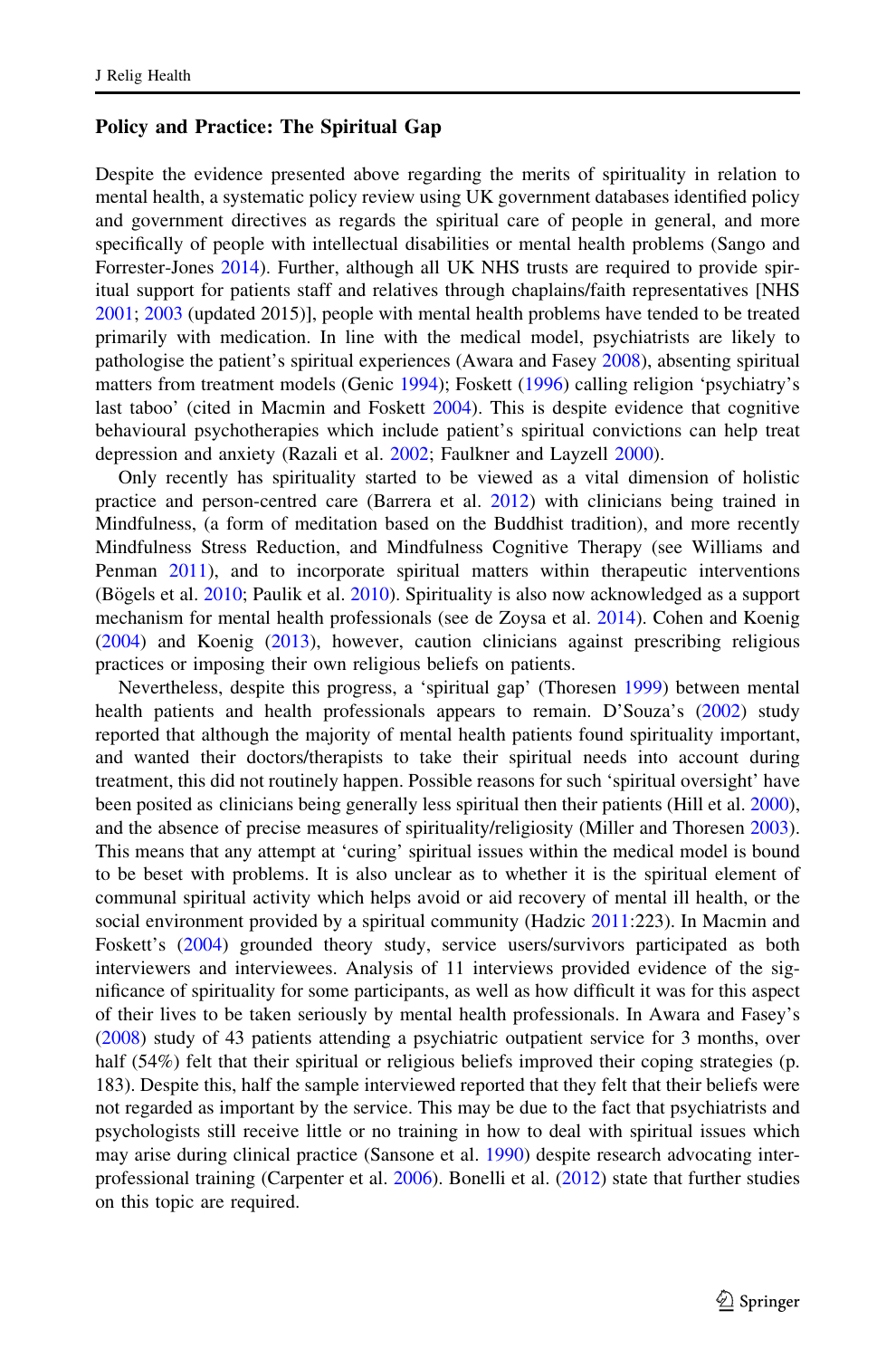### Policy and Practice: The Spiritual Gap

Despite the evidence presented above regarding the merits of spirituality in relation to mental health, a systematic policy review using UK government databases identified policy and government directives as regards the spiritual care of people in general, and more specifically of people with intellectual disabilities or mental health problems (Sango and Forrester-Jones 2014). Further, although all UK NHS trusts are required to provide spiritual support for patients staff and relatives through chaplains/faith representatives [NHS 2001; 2003 (updated 2015)], people with mental health problems have tended to be treated primarily with medication. In line with the medical model, psychiatrists are likely to pathologise the patient's spiritual experiences (Awara and Fasey 2008), absenting spiritual matters from treatment models (Genic 1994); Foskett (1996) calling religion 'psychiatry's last taboo' (cited in Macmin and Foskett 2004). This is despite evidence that cognitive behavioural psychotherapies which include patient's spiritual convictions can help treat depression and anxiety (Razali et al. 2002; Faulkner and Layzell 2000).

Only recently has spirituality started to be viewed as a vital dimension of holistic practice and person-centred care (Barrera et al. 2012) with clinicians being trained in Mindfulness, (a form of meditation based on the Buddhist tradition), and more recently Mindfulness Stress Reduction, and Mindfulness Cognitive Therapy (see Williams and Penman 2011), and to incorporate spiritual matters within therapeutic interventions (Bögels et al. 2010; Paulik et al. 2010). Spirituality is also now acknowledged as a support mechanism for mental health professionals (see de Zoysa et al. 2014). Cohen and Koenig (2004) and Koenig (2013), however, caution clinicians against prescribing religious practices or imposing their own religious beliefs on patients.

Nevertheless, despite this progress, a 'spiritual gap' (Thoresen 1999) between mental health patients and health professionals appears to remain. D'Souza's (2002) study reported that although the majority of mental health patients found spirituality important, and wanted their doctors/therapists to take their spiritual needs into account during treatment, this did not routinely happen. Possible reasons for such 'spiritual oversight' have been posited as clinicians being generally less spiritual then their patients (Hill et al. 2000), and the absence of precise measures of spirituality/religiosity (Miller and Thoresen 2003). This means that any attempt at 'curing' spiritual issues within the medical model is bound to be beset with problems. It is also unclear as to whether it is the spiritual element of communal spiritual activity which helps avoid or aid recovery of mental ill health, or the social environment provided by a spiritual community (Hadzic 2011:223). In Macmin and Foskett's (2004) grounded theory study, service users/survivors participated as both interviewers and interviewees. Analysis of 11 interviews provided evidence of the significance of spirituality for some participants, as well as how difficult it was for this aspect of their lives to be taken seriously by mental health professionals. In Awara and Fasey's (2008) study of 43 patients attending a psychiatric outpatient service for 3 months, over half (54%) felt that their spiritual or religious beliefs improved their coping strategies (p. 183). Despite this, half the sample interviewed reported that they felt that their beliefs were not regarded as important by the service. This may be due to the fact that psychiatrists and psychologists still receive little or no training in how to deal with spiritual issues which may arise during clinical practice (Sansone et al. 1990) despite research advocating inter-professional training (Carpenter et al. 2006). Bonelli et al. (2012) state that further studies on this topic are required.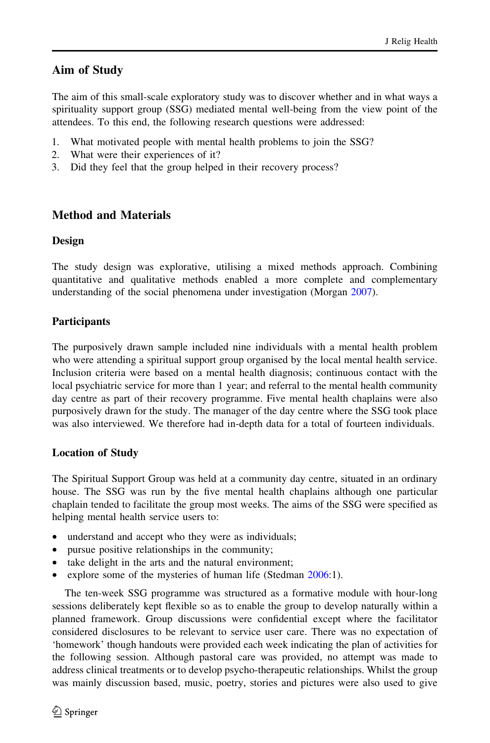## Aim of Study

The aim of this small-scale exploratory study was to discover whether and in what ways a spirituality support group (SSG) mediated mental well-being from the view point of the attendees. To this end, the following research questions were addressed:

1. What motivated people with mental health problems to join the SSG?
2. What were their experiences of it?
3. Did they feel that the group helped in their recovery process?

## Method and Materials

### Design

The study design was explorative, utilising a mixed methods approach. Combining quantitative and qualitative methods enabled a more complete and complementary understanding of the social phenomena under investigation (Morgan 2007).

### Participants

The purposively drawn sample included nine individuals with a mental health problem who were attending a spiritual support group organised by the local mental health service. Inclusion criteria were based on a mental health diagnosis; continuous contact with the local psychiatric service for more than 1 year; and referral to the mental health community day centre as part of their recovery programme. Five mental health chaplains were also purposively drawn for the study. The manager of the day centre where the SSG took place was also interviewed. We therefore had in-depth data for a total of fourteen individuals.

### Location of Study

The Spiritual Support Group was held at a community day centre, situated in an ordinary house. The SSG was run by the five mental health chaplains although one particular chaplain tended to facilitate the group most weeks. The aims of the SSG were specified as helping mental health service users to:

- understand and accept who they were as individuals;
- pursue positive relationships in the community;
- take delight in the arts and the natural environment;
- explore some of the mysteries of human life (Stedman 2006:1).

The ten-week SSG programme was structured as a formative module with hour-long sessions deliberately kept flexible so as to enable the group to develop naturally within a planned framework. Group discussions were confidential except where the facilitator considered disclosures to be relevant to service user care. There was no expectation of 'homework' though handouts were provided each week indicating the plan of activities for the following session. Although pastoral care was provided, no attempt was made to address clinical treatments or to develop psycho-therapeutic relationships. Whilst the group was mainly discussion based, music, poetry, stories and pictures were also used to give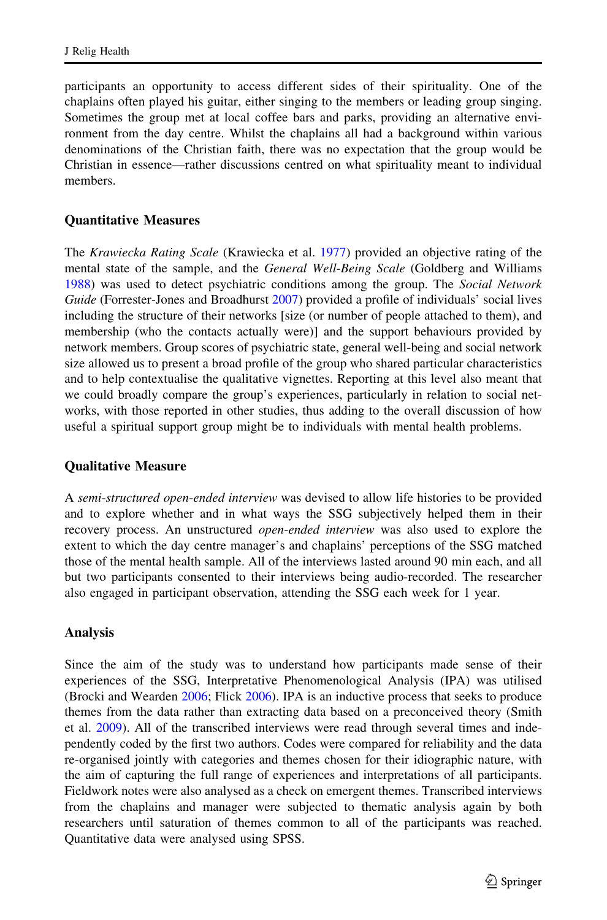participants an opportunity to access different sides of their spirituality. One of the chaplains often played his guitar, either singing to the members or leading group singing. Sometimes the group met at local coffee bars and parks, providing an alternative environment from the day centre. Whilst the chaplains all had a background within various denominations of the Christian faith, there was no expectation that the group would be Christian in essence—rather discussions centred on what spirituality meant to individual members.

### Quantitative Measures

The *Krawiecka Rating Scale* (Krawiecka et al. 1977) provided an objective rating of the mental state of the sample, and the *General Well-Being Scale* (Goldberg and Williams 1988) was used to detect psychiatric conditions among the group. The *Social Network Guide* (Forrester-Jones and Broadhurst 2007) provided a profile of individuals' social lives including the structure of their networks [size (or number of people attached to them), and membership (who the contacts actually were)] and the support behaviours provided by network members. Group scores of psychiatric state, general well-being and social network size allowed us to present a broad profile of the group who shared particular characteristics and to help contextualise the qualitative vignettes. Reporting at this level also meant that we could broadly compare the group's experiences, particularly in relation to social networks, with those reported in other studies, thus adding to the overall discussion of how useful a spiritual support group might be to individuals with mental health problems.

### Qualitative Measure

A *semi-structured open-ended interview* was devised to allow life histories to be provided and to explore whether and in what ways the SSG subjectively helped them in their recovery process. An unstructured *open-ended interview* was also used to explore the extent to which the day centre manager's and chaplains' perceptions of the SSG matched those of the mental health sample. All of the interviews lasted around 90 min each, and all but two participants consented to their interviews being audio-recorded. The researcher also engaged in participant observation, attending the SSG each week for 1 year.

### Analysis

Since the aim of the study was to understand how participants made sense of their experiences of the SSG, Interpretative Phenomenological Analysis (IPA) was utilised (Brocki and Wearden 2006; Flick 2006). IPA is an inductive process that seeks to produce themes from the data rather than extracting data based on a preconceived theory (Smith et al. 2009). All of the transcribed interviews were read through several times and independently coded by the first two authors. Codes were compared for reliability and the data re-organised jointly with categories and themes chosen for their idiographic nature, with the aim of capturing the full range of experiences and interpretations of all participants. Fieldwork notes were also analysed as a check on emergent themes. Transcribed interviews from the chaplains and manager were subjected to thematic analysis again by both researchers until saturation of themes common to all of the participants was reached. Quantitative data were analysed using SPSS.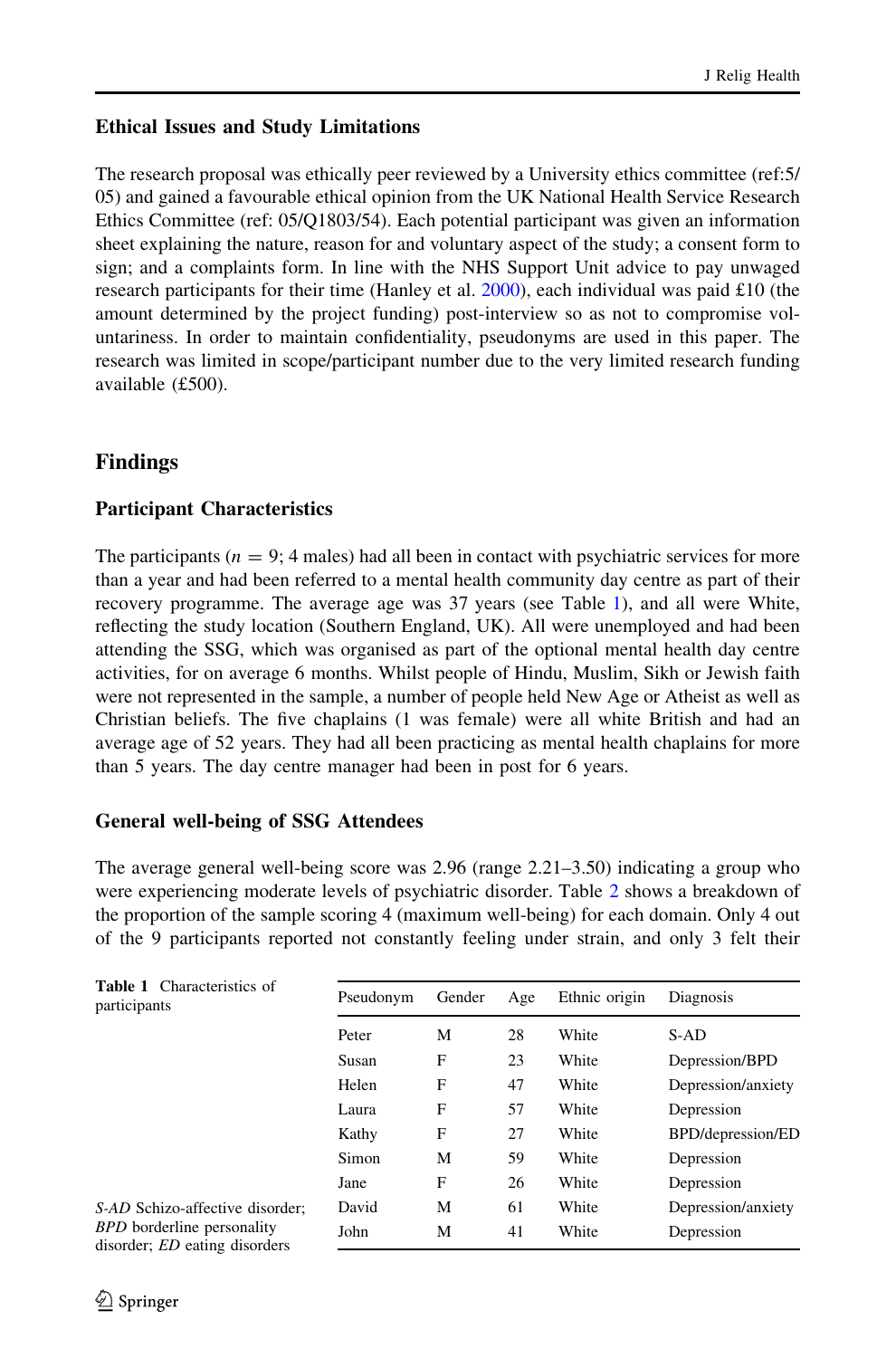### Ethical Issues and Study Limitations

The research proposal was ethically peer reviewed by a University ethics committee (ref:5/05) and gained a favourable ethical opinion from the UK National Health Service Research Ethics Committee (ref: 05/Q1803/54). Each potential participant was given an information sheet explaining the nature, reason for and voluntary aspect of the study; a consent form to sign; and a complaints form. In line with the NHS Support Unit advice to pay unwaged research participants for their time (Hanley et al. 2000), each individual was paid £10 (the amount determined by the project funding) post-interview so as not to compromise voluntariness. In order to maintain confidentiality, pseudonyms are used in this paper. The research was limited in scope/participant number due to the very limited research funding available (£500).

## Findings

### Participant Characteristics

The participants ($n = 9$; 4 males) had all been in contact with psychiatric services for more than a year and had been referred to a mental health community day centre as part of their recovery programme. The average age was 37 years (see Table 1), and all were White, reflecting the study location (Southern England, UK). All were unemployed and had been attending the SSG, which was organised as part of the optional mental health day centre activities, for on average 6 months. Whilst people of Hindu, Muslim, Sikh or Jewish faith were not represented in the sample, a number of people held New Age or Atheist as well as Christian beliefs. The five chaplains (1 was female) were all white British and had an average age of 52 years. They had all been practicing as mental health chaplains for more than 5 years. The day centre manager had been in post for 6 years.

### General well-being of SSG Attendees

The average general well-being score was 2.96 (range 2.21–3.50) indicating a group who were experiencing moderate levels of psychiatric disorder. Table 2 shows a breakdown of the proportion of the sample scoring 4 (maximum well-being) for each domain. Only 4 out of the 9 participants reported not constantly feeling under strain, and only 3 felt their

**Table 1** Characteristics of participants

| Pseudonym | Gender | Age | Ethnic origin | Diagnosis |
|---|---|---|---|---|
| Peter | M | 28 | White | S-AD |
| Susan | F | 23 | White | Depression/BPD |
| Helen | F | 47 | White | Depression/anxiety |
| Laura | F | 57 | White | Depression |
| Kathy | F | 27 | White | BPD/depression/ED |
| Simon | M | 59 | White | Depression |
| Jane | F | 26 | White | Depression |
| David | M | 61 | White | Depression/anxiety |
| John | M | 41 | White | Depression |

*S-AD* Schizo-affective disorder; *BPD* borderline personality disorder; *ED* eating disorders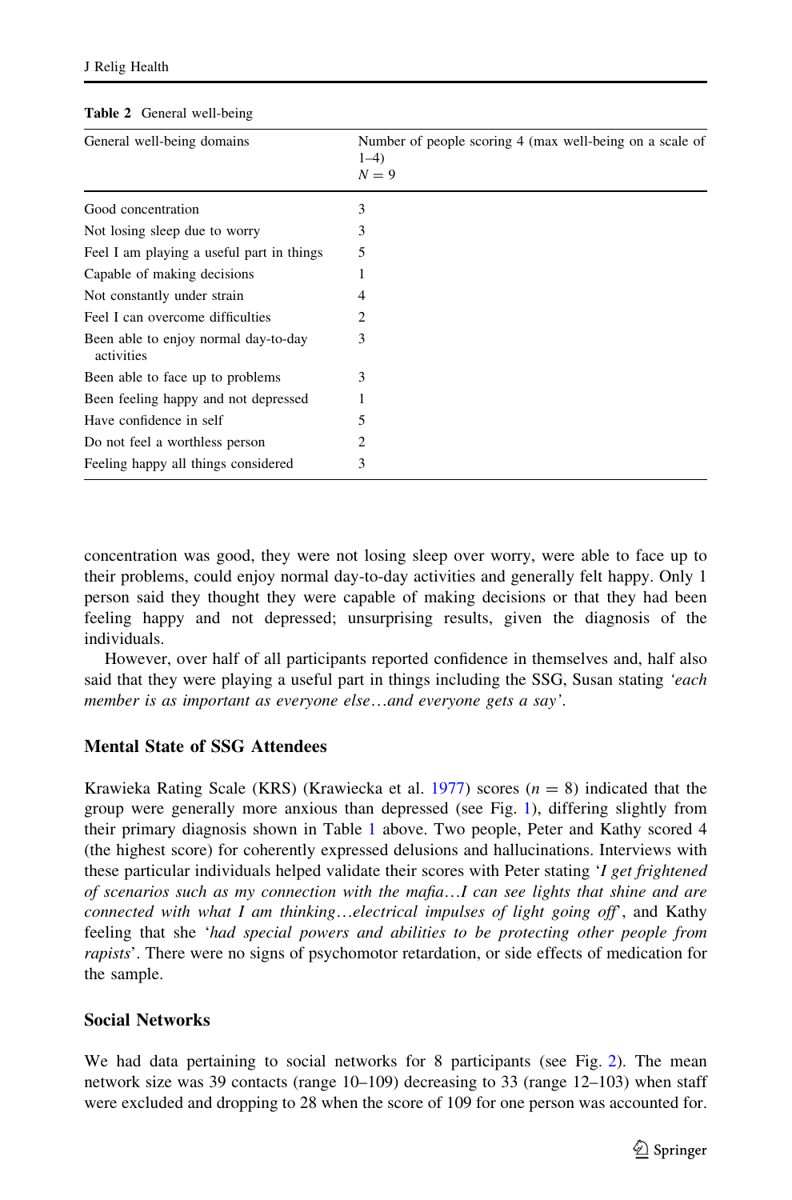**Table 2** General well-being

| General well-being domains | Number of people scoring 4 (max well-being on a scale of 1–4) $N = 9$ |
|---|---|
| Good concentration | 3 |
| Not losing sleep due to worry | 3 |
| Feel I am playing a useful part in things | 5 |
| Capable of making decisions | 1 |
| Not constantly under strain | 4 |
| Feel I can overcome difficulties | 2 |
| Been able to enjoy normal day-to-day activities | 3 |
| Been able to face up to problems | 3 |
| Been feeling happy and not depressed | 1 |
| Have confidence in self | 5 |
| Do not feel a worthless person | 2 |
| Feeling happy all things considered | 3 |

concentration was good, they were not losing sleep over worry, were able to face up to their problems, could enjoy normal day-to-day activities and generally felt happy. Only 1 person said they thought they were capable of making decisions or that they had been feeling happy and not depressed; unsurprising results, given the diagnosis of the individuals.

However, over half of all participants reported confidence in themselves and, half also said that they were playing a useful part in things including the SSG, Susan stating *'each member is as important as everyone else…and everyone gets a say'*.

### Mental State of SSG Attendees

Krawieka Rating Scale (KRS) (Krawiecka et al. 1977) scores ($n = 8$) indicated that the group were generally more anxious than depressed (see Fig. 1), differing slightly from their primary diagnosis shown in Table 1 above. Two people, Peter and Kathy scored 4 (the highest score) for coherently expressed delusions and hallucinations. Interviews with these particular individuals helped validate their scores with Peter stating '*I get frightened of scenarios such as my connection with the mafia…I can see lights that shine and are connected with what I am thinking…electrical impulses of light going off*', and Kathy feeling that she '*had special powers and abilities to be protecting other people from rapists*'. There were no signs of psychomotor retardation, or side effects of medication for the sample.

### Social Networks

We had data pertaining to social networks for 8 participants (see Fig. 2). The mean network size was 39 contacts (range 10–109) decreasing to 33 (range 12–103) when staff were excluded and dropping to 28 when the score of 109 for one person was accounted for.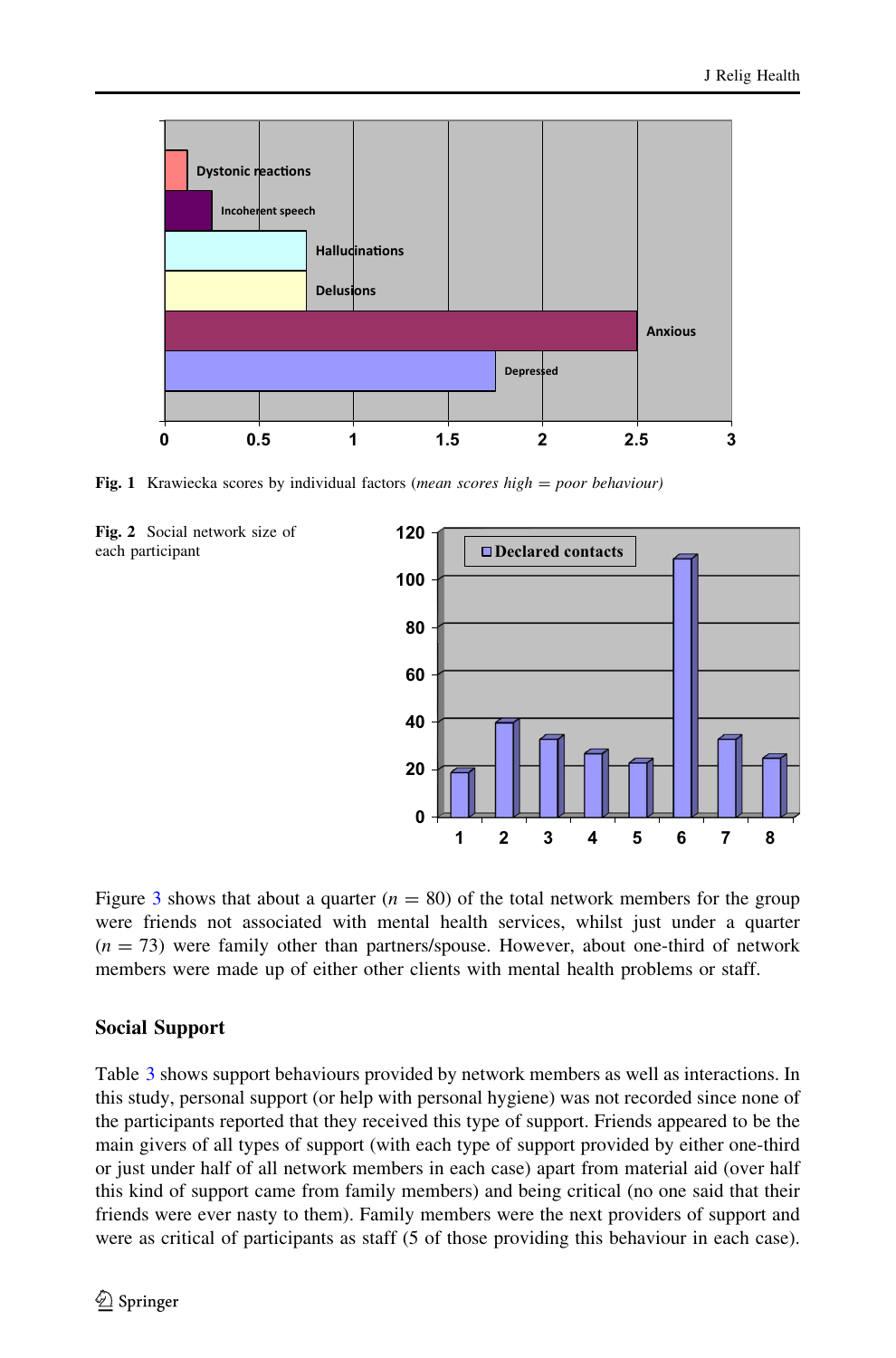Fig. 1 Krawiecka scores by individual factors (*mean scores high = poor behaviour*)

Fig. 2 Social network size of each participant

Figure 3 shows that about a quarter ($n = 80$) of the total network members for the group were friends not associated with mental health services, whilst just under a quarter ($n = 73$) were family other than partners/spouse. However, about one-third of network members were made up of either other clients with mental health problems or staff.

## Social Support

Table 3 shows support behaviours provided by network members as well as interactions. In this study, personal support (or help with personal hygiene) was not recorded since none of the participants reported that they received this type of support. Friends appeared to be the main givers of all types of support (with each type of support provided by either one-third or just under half of all network members in each case) apart from material aid (over half this kind of support came from family members) and being critical (no one said that their friends were ever nasty to them). Family members were the next providers of support and were as critical of participants as staff (5 of those providing this behaviour in each case).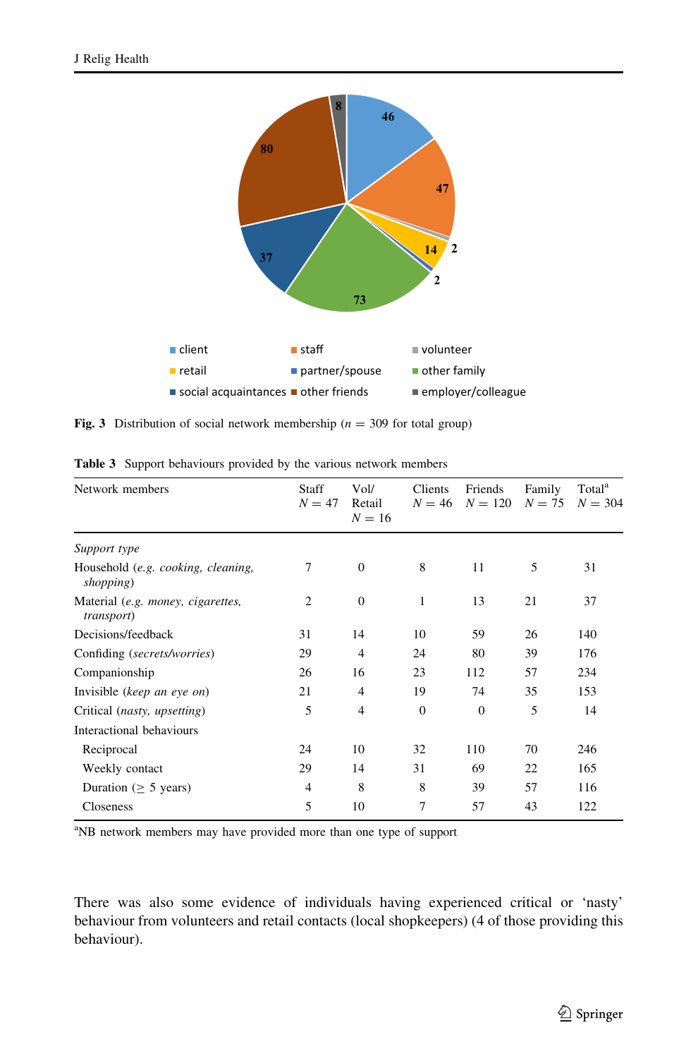Fig. 3 Distribution of social network membership ($n = 309$ for total group)

Table 3 Support behaviours provided by the various network members

| Network members | Staff $N = 47$ | Vol/ Retail $N = 16$ | Clients $N = 46$ | Friends $N = 120$ | Family $N = 75$ | Total[a] $N = 304$ |
|---|---|---|---|---|---|---|
| *Support type* | | | | | | |
| Household (*e.g. cooking, cleaning, shopping*) | 7 | 0 | 8 | 11 | 5 | 31 |
| Material (*e.g. money, cigarettes, transport*) | 2 | 0 | 1 | 13 | 21 | 37 |
| Decisions/feedback | 31 | 14 | 10 | 59 | 26 | 140 |
| Confiding (*secrets/worries*) | 29 | 4 | 24 | 80 | 39 | 176 |
| Companionship | 26 | 16 | 23 | 112 | 57 | 234 |
| Invisible (*keep an eye on*) | 21 | 4 | 19 | 74 | 35 | 153 |
| Critical (*nasty, upsetting*) | 5 | 4 | 0 | 0 | 5 | 14 |
| Interactional behaviours | | | | | | |
| Reciprocal | 24 | 10 | 32 | 110 | 70 | 246 |
| Weekly contact | 29 | 14 | 31 | 69 | 22 | 165 |
| Duration ($\geq$ 5 years) | 4 | 8 | 8 | 39 | 57 | 116 |
| Closeness | 5 | 10 | 7 | 57 | 43 | 122 |

[a]NB network members may have provided more than one type of support

There was also some evidence of individuals having experienced critical or 'nasty' behaviour from volunteers and retail contacts (local shopkeepers) (4 of those providing this behaviour).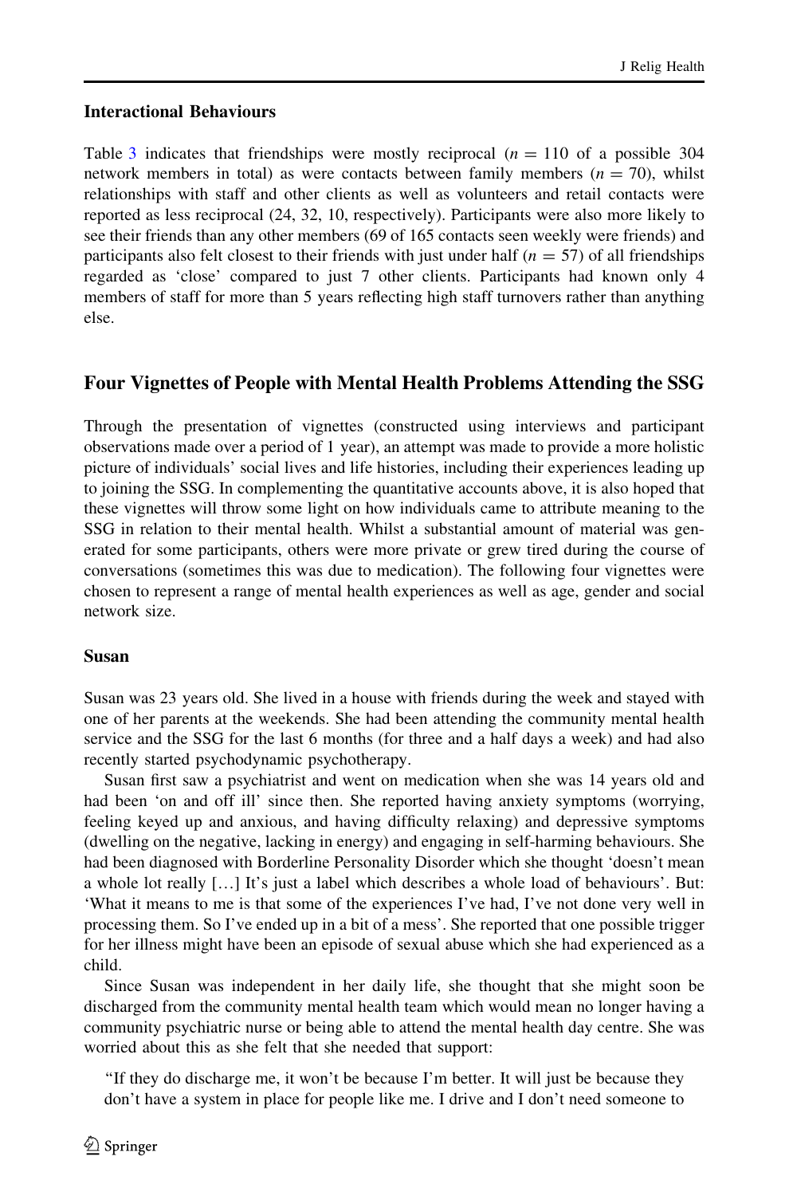### Interactional Behaviours

Table 3 indicates that friendships were mostly reciprocal ($n = 110$ of a possible 304 network members in total) as were contacts between family members ($n = 70$), whilst relationships with staff and other clients as well as volunteers and retail contacts were reported as less reciprocal (24, 32, 10, respectively). Participants were also more likely to see their friends than any other members (69 of 165 contacts seen weekly were friends) and participants also felt closest to their friends with just under half ($n = 57$) of all friendships regarded as 'close' compared to just 7 other clients. Participants had known only 4 members of staff for more than 5 years reflecting high staff turnovers rather than anything else.

## Four Vignettes of People with Mental Health Problems Attending the SSG

Through the presentation of vignettes (constructed using interviews and participant observations made over a period of 1 year), an attempt was made to provide a more holistic picture of individuals' social lives and life histories, including their experiences leading up to joining the SSG. In complementing the quantitative accounts above, it is also hoped that these vignettes will throw some light on how individuals came to attribute meaning to the SSG in relation to their mental health. Whilst a substantial amount of material was generated for some participants, others were more private or grew tired during the course of conversations (sometimes this was due to medication). The following four vignettes were chosen to represent a range of mental health experiences as well as age, gender and social network size.

### Susan

Susan was 23 years old. She lived in a house with friends during the week and stayed with one of her parents at the weekends. She had been attending the community mental health service and the SSG for the last 6 months (for three and a half days a week) and had also recently started psychodynamic psychotherapy.

Susan first saw a psychiatrist and went on medication when she was 14 years old and had been 'on and off ill' since then. She reported having anxiety symptoms (worrying, feeling keyed up and anxious, and having difficulty relaxing) and depressive symptoms (dwelling on the negative, lacking in energy) and engaging in self-harming behaviours. She had been diagnosed with Borderline Personality Disorder which she thought 'doesn't mean a whole lot really […] It's just a label which describes a whole load of behaviours'. But: 'What it means to me is that some of the experiences I've had, I've not done very well in processing them. So I've ended up in a bit of a mess'. She reported that one possible trigger for her illness might have been an episode of sexual abuse which she had experienced as a child.

Since Susan was independent in her daily life, she thought that she might soon be discharged from the community mental health team which would mean no longer having a community psychiatric nurse or being able to attend the mental health day centre. She was worried about this as she felt that she needed that support:

> "If they do discharge me, it won't be because I'm better. It will just be because they don't have a system in place for people like me. I drive and I don't need someone to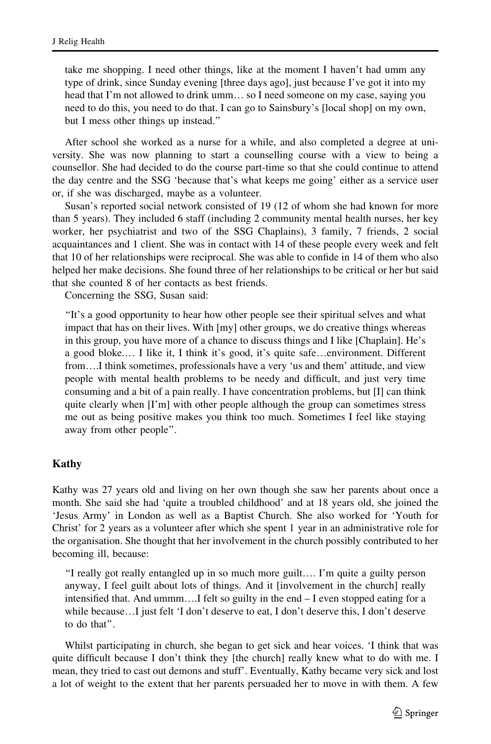take me shopping. I need other things, like at the moment I haven't had umm any type of drink, since Sunday evening [three days ago], just because I've got it into my head that I'm not allowed to drink umm… so I need someone on my case, saying you need to do this, you need to do that. I can go to Sainsbury's [local shop] on my own, but I mess other things up instead."

After school she worked as a nurse for a while, and also completed a degree at university. She was now planning to start a counselling course with a view to being a counsellor. She had decided to do the course part-time so that she could continue to attend the day centre and the SSG 'because that's what keeps me going' either as a service user or, if she was discharged, maybe as a volunteer.

Susan's reported social network consisted of 19 (12 of whom she had known for more than 5 years). They included 6 staff (including 2 community mental health nurses, her key worker, her psychiatrist and two of the SSG Chaplains), 3 family, 7 friends, 2 social acquaintances and 1 client. She was in contact with 14 of these people every week and felt that 10 of her relationships were reciprocal. She was able to confide in 14 of them who also helped her make decisions. She found three of her relationships to be critical or her but said that she counted 8 of her contacts as best friends.

Concerning the SSG, Susan said:

"It's a good opportunity to hear how other people see their spiritual selves and what impact that has on their lives. With [my] other groups, we do creative things whereas in this group, you have more of a chance to discuss things and I like [Chaplain]. He's a good bloke.… I like it, I think it's good, it's quite safe…environment. Different from….I think sometimes, professionals have a very 'us and them' attitude, and view people with mental health problems to be needy and difficult, and just very time consuming and a bit of a pain really. I have concentration problems, but [I] can think quite clearly when [I'm] with other people although the group can sometimes stress me out as being positive makes you think too much. Sometimes I feel like staying away from other people".

### Kathy

Kathy was 27 years old and living on her own though she saw her parents about once a month. She said she had 'quite a troubled childhood' and at 18 years old, she joined the 'Jesus Army' in London as well as a Baptist Church. She also worked for 'Youth for Christ' for 2 years as a volunteer after which she spent 1 year in an administrative role for the organisation. She thought that her involvement in the church possibly contributed to her becoming ill, because:

"I really got really entangled up in so much more guilt…. I'm quite a guilty person anyway, I feel guilt about lots of things. And it [involvement in the church] really intensified that. And ummm….I felt so guilty in the end – I even stopped eating for a while because…I just felt 'I don't deserve to eat, I don't deserve this, I don't deserve to do that".

Whilst participating in church, she began to get sick and hear voices. 'I think that was quite difficult because I don't think they [the church] really knew what to do with me. I mean, they tried to cast out demons and stuff'. Eventually, Kathy became very sick and lost a lot of weight to the extent that her parents persuaded her to move in with them. A few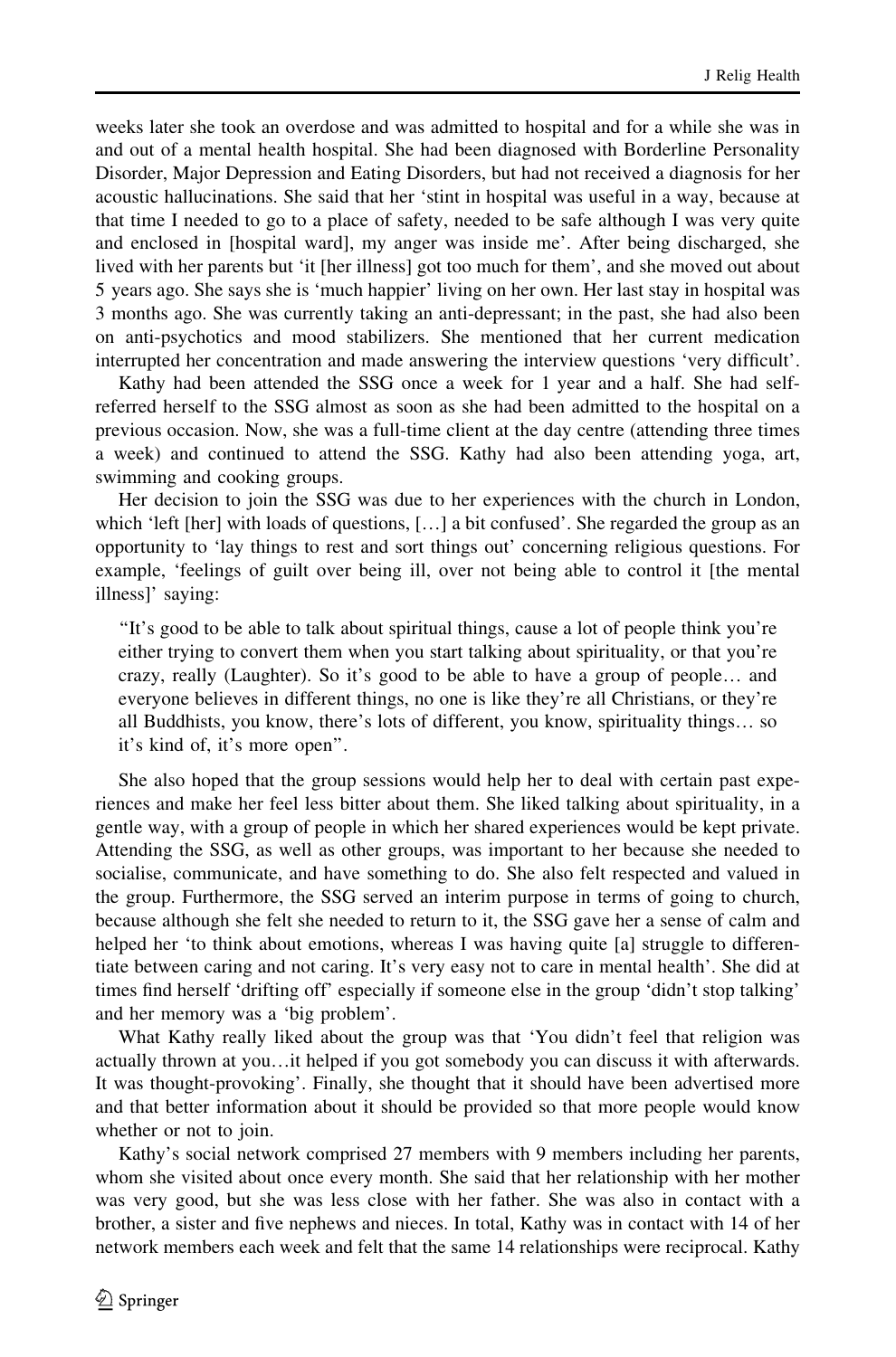weeks later she took an overdose and was admitted to hospital and for a while she was in and out of a mental health hospital. She had been diagnosed with Borderline Personality Disorder, Major Depression and Eating Disorders, but had not received a diagnosis for her acoustic hallucinations. She said that her 'stint in hospital was useful in a way, because at that time I needed to go to a place of safety, needed to be safe although I was very quite and enclosed in [hospital ward], my anger was inside me'. After being discharged, she lived with her parents but 'it [her illness] got too much for them', and she moved out about 5 years ago. She says she is 'much happier' living on her own. Her last stay in hospital was 3 months ago. She was currently taking an anti-depressant; in the past, she had also been on anti-psychotics and mood stabilizers. She mentioned that her current medication interrupted her concentration and made answering the interview questions 'very difficult'.

Kathy had been attended the SSG once a week for 1 year and a half. She had self-referred herself to the SSG almost as soon as she had been admitted to the hospital on a previous occasion. Now, she was a full-time client at the day centre (attending three times a week) and continued to attend the SSG. Kathy had also been attending yoga, art, swimming and cooking groups.

Her decision to join the SSG was due to her experiences with the church in London, which 'left [her] with loads of questions, […] a bit confused'. She regarded the group as an opportunity to 'lay things to rest and sort things out' concerning religious questions. For example, 'feelings of guilt over being ill, over not being able to control it [the mental illness]' saying:

> "It's good to be able to talk about spiritual things, cause a lot of people think you're either trying to convert them when you start talking about spirituality, or that you're crazy, really (Laughter). So it's good to be able to have a group of people… and everyone believes in different things, no one is like they're all Christians, or they're all Buddhists, you know, there's lots of different, you know, spirituality things… so it's kind of, it's more open".

She also hoped that the group sessions would help her to deal with certain past experiences and make her feel less bitter about them. She liked talking about spirituality, in a gentle way, with a group of people in which her shared experiences would be kept private. Attending the SSG, as well as other groups, was important to her because she needed to socialise, communicate, and have something to do. She also felt respected and valued in the group. Furthermore, the SSG served an interim purpose in terms of going to church, because although she felt she needed to return to it, the SSG gave her a sense of calm and helped her 'to think about emotions, whereas I was having quite [a] struggle to differentiate between caring and not caring. It's very easy not to care in mental health'. She did at times find herself 'drifting off' especially if someone else in the group 'didn't stop talking' and her memory was a 'big problem'.

What Kathy really liked about the group was that 'You didn't feel that religion was actually thrown at you…it helped if you got somebody you can discuss it with afterwards. It was thought-provoking'. Finally, she thought that it should have been advertised more and that better information about it should be provided so that more people would know whether or not to join.

Kathy's social network comprised 27 members with 9 members including her parents, whom she visited about once every month. She said that her relationship with her mother was very good, but she was less close with her father. She was also in contact with a brother, a sister and five nephews and nieces. In total, Kathy was in contact with 14 of her network members each week and felt that the same 14 relationships were reciprocal. Kathy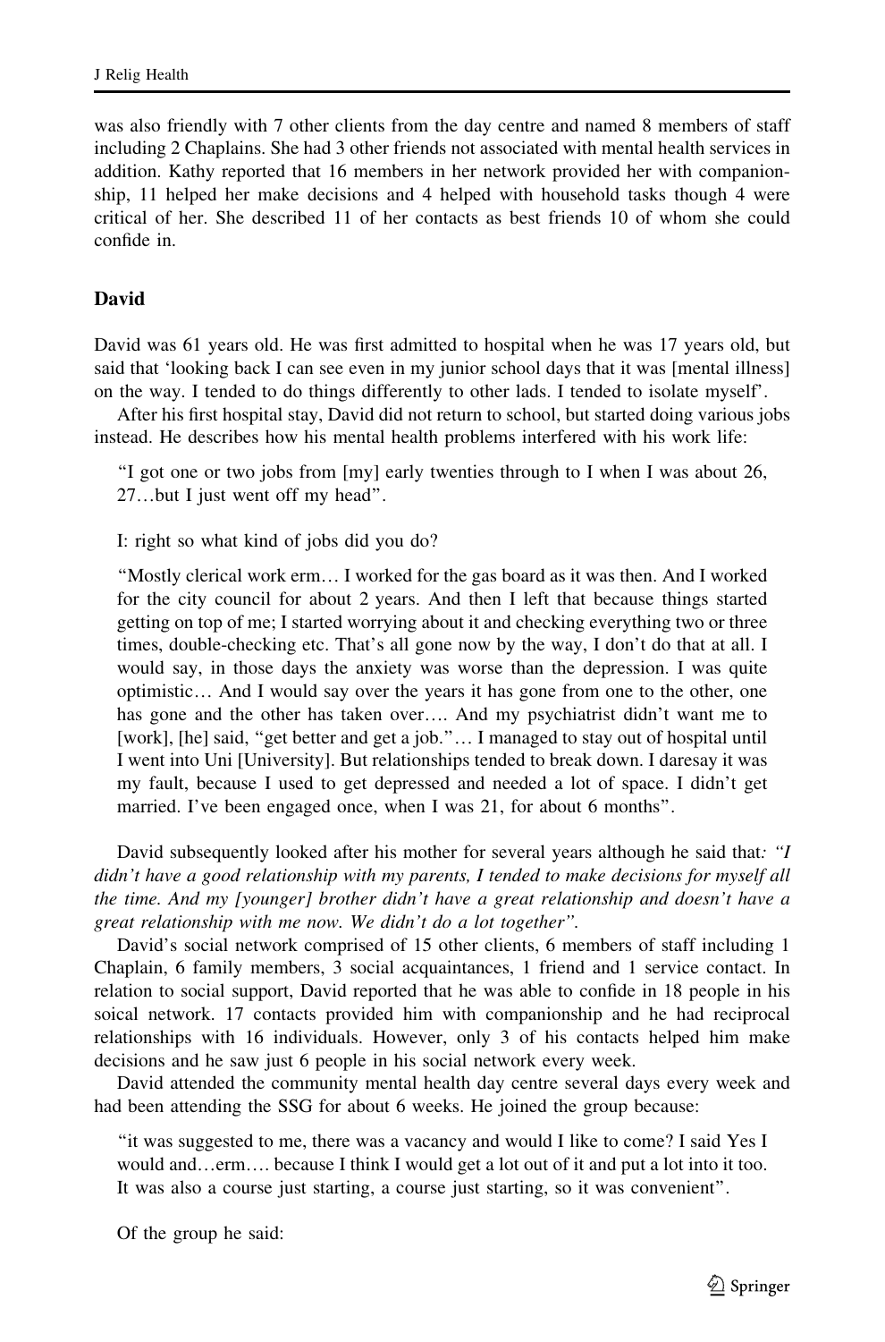was also friendly with 7 other clients from the day centre and named 8 members of staff including 2 Chaplains. She had 3 other friends not associated with mental health services in addition. Kathy reported that 16 members in her network provided her with companionship, 11 helped her make decisions and 4 helped with household tasks though 4 were critical of her. She described 11 of her contacts as best friends 10 of whom she could confide in.

## David

David was 61 years old. He was first admitted to hospital when he was 17 years old, but said that 'looking back I can see even in my junior school days that it was [mental illness] on the way. I tended to do things differently to other lads. I tended to isolate myself'.

After his first hospital stay, David did not return to school, but started doing various jobs instead. He describes how his mental health problems interfered with his work life:

> "I got one or two jobs from [my] early twenties through to I when I was about 26, 27…but I just went off my head".

> I: right so what kind of jobs did you do?

> "Mostly clerical work erm… I worked for the gas board as it was then. And I worked for the city council for about 2 years. And then I left that because things started getting on top of me; I started worrying about it and checking everything two or three times, double-checking etc. That's all gone now by the way, I don't do that at all. I would say, in those days the anxiety was worse than the depression. I was quite optimistic… And I would say over the years it has gone from one to the other, one has gone and the other has taken over…. And my psychiatrist didn't want me to [work], [he] said, "get better and get a job."… I managed to stay out of hospital until I went into Uni [University]. But relationships tended to break down. I daresay it was my fault, because I used to get depressed and needed a lot of space. I didn't get married. I've been engaged once, when I was 21, for about 6 months".

David subsequently looked after his mother for several years although he said that*: "I didn't have a good relationship with my parents, I tended to make decisions for myself all the time. And my [younger] brother didn't have a great relationship and doesn't have a great relationship with me now. We didn't do a lot together"*.

David's social network comprised of 15 other clients, 6 members of staff including 1 Chaplain, 6 family members, 3 social acquaintances, 1 friend and 1 service contact. In relation to social support, David reported that he was able to confide in 18 people in his soical network. 17 contacts provided him with companionship and he had reciprocal relationships with 16 individuals. However, only 3 of his contacts helped him make decisions and he saw just 6 people in his social network every week.

David attended the community mental health day centre several days every week and had been attending the SSG for about 6 weeks. He joined the group because:

> "it was suggested to me, there was a vacancy and would I like to come? I said Yes I would and…erm…. because I think I would get a lot out of it and put a lot into it too. It was also a course just starting, a course just starting, so it was convenient".

Of the group he said: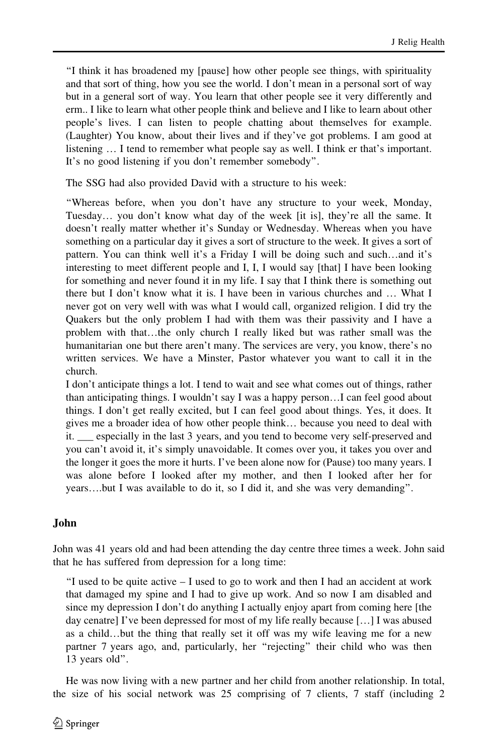"I think it has broadened my [pause] how other people see things, with spirituality and that sort of thing, how you see the world. I don't mean in a personal sort of way but in a general sort of way. You learn that other people see it very differently and erm.. I like to learn what other people think and believe and I like to learn about other people's lives. I can listen to people chatting about themselves for example. (Laughter) You know, about their lives and if they've got problems. I am good at listening … I tend to remember what people say as well. I think er that's important. It's no good listening if you don't remember somebody".

The SSG had also provided David with a structure to his week:

"Whereas before, when you don't have any structure to your week, Monday, Tuesday… you don't know what day of the week [it is], they're all the same. It doesn't really matter whether it's Sunday or Wednesday. Whereas when you have something on a particular day it gives a sort of structure to the week. It gives a sort of pattern. You can think well it's a Friday I will be doing such and such…and it's interesting to meet different people and I, I, I would say [that] I have been looking for something and never found it in my life. I say that I think there is something out there but I don't know what it is. I have been in various churches and … What I never got on very well with was what I would call, organized religion. I did try the Quakers but the only problem I had with them was their passivity and I have a problem with that…the only church I really liked but was rather small was the humanitarian one but there aren't many. The services are very, you know, there's no written services. We have a Minster, Pastor whatever you want to call it in the church.
I don't anticipate things a lot. I tend to wait and see what comes out of things, rather than anticipating things. I wouldn't say I was a happy person…I can feel good about things. I don't get really excited, but I can feel good about things. Yes, it does. It gives me a broader idea of how other people think… because you need to deal with it. ___ especially in the last 3 years, and you tend to become very self-preserved and you can't avoid it, it's simply unavoidable. It comes over you, it takes you over and the longer it goes the more it hurts. I've been alone now for (Pause) too many years. I was alone before I looked after my mother, and then I looked after her for years….but I was available to do it, so I did it, and she was very demanding".

### John

John was 41 years old and had been attending the day centre three times a week. John said that he has suffered from depression for a long time:

"I used to be quite active – I used to go to work and then I had an accident at work that damaged my spine and I had to give up work. And so now I am disabled and since my depression I don't do anything I actually enjoy apart from coming here [the day cenatre] I've been depressed for most of my life really because […] I was abused as a child…but the thing that really set it off was my wife leaving me for a new partner 7 years ago, and, particularly, her "rejecting" their child who was then 13 years old".

He was now living with a new partner and her child from another relationship. In total, the size of his social network was 25 comprising of 7 clients, 7 staff (including 2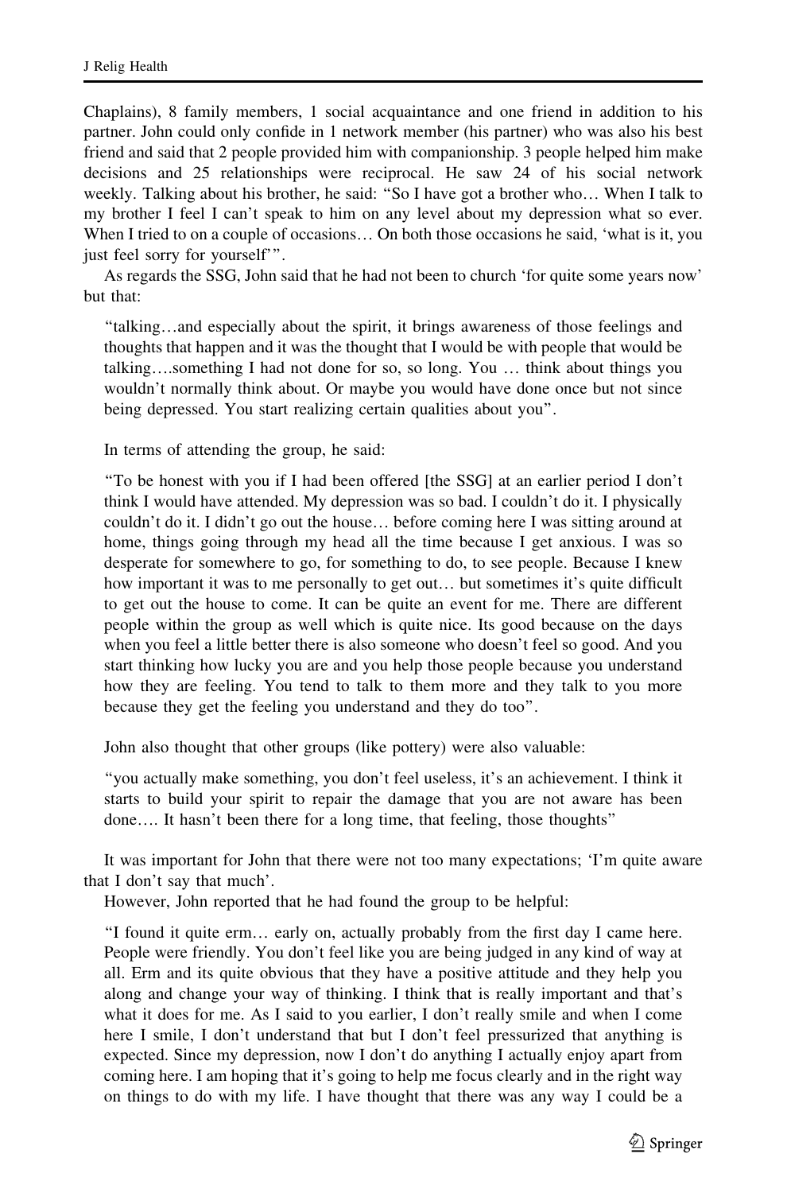Chaplains), 8 family members, 1 social acquaintance and one friend in addition to his partner. John could only confide in 1 network member (his partner) who was also his best friend and said that 2 people provided him with companionship. 3 people helped him make decisions and 25 relationships were reciprocal. He saw 24 of his social network weekly. Talking about his brother, he said: "So I have got a brother who… When I talk to my brother I feel I can't speak to him on any level about my depression what so ever. When I tried to on a couple of occasions… On both those occasions he said, 'what is it, you just feel sorry for yourself'".

As regards the SSG, John said that he had not been to church 'for quite some years now' but that:

> "talking…and especially about the spirit, it brings awareness of those feelings and thoughts that happen and it was the thought that I would be with people that would be talking….something I had not done for so, so long. You … think about things you wouldn't normally think about. Or maybe you would have done once but not since being depressed. You start realizing certain qualities about you".

In terms of attending the group, he said:

> "To be honest with you if I had been offered [the SSG] at an earlier period I don't think I would have attended. My depression was so bad. I couldn't do it. I physically couldn't do it. I didn't go out the house… before coming here I was sitting around at home, things going through my head all the time because I get anxious. I was so desperate for somewhere to go, for something to do, to see people. Because I knew how important it was to me personally to get out… but sometimes it's quite difficult to get out the house to come. It can be quite an event for me. There are different people within the group as well which is quite nice. Its good because on the days when you feel a little better there is also someone who doesn't feel so good. And you start thinking how lucky you are and you help those people because you understand how they are feeling. You tend to talk to them more and they talk to you more because they get the feeling you understand and they do too".

John also thought that other groups (like pottery) were also valuable:

> "you actually make something, you don't feel useless, it's an achievement. I think it starts to build your spirit to repair the damage that you are not aware has been done…. It hasn't been there for a long time, that feeling, those thoughts"

It was important for John that there were not too many expectations; 'I'm quite aware that I don't say that much'.

However, John reported that he had found the group to be helpful:

> "I found it quite erm… early on, actually probably from the first day I came here. People were friendly. You don't feel like you are being judged in any kind of way at all. Erm and its quite obvious that they have a positive attitude and they help you along and change your way of thinking. I think that is really important and that's what it does for me. As I said to you earlier, I don't really smile and when I come here I smile, I don't understand that but I don't feel pressurized that anything is expected. Since my depression, now I don't do anything I actually enjoy apart from coming here. I am hoping that it's going to help me focus clearly and in the right way on things to do with my life. I have thought that there was any way I could be a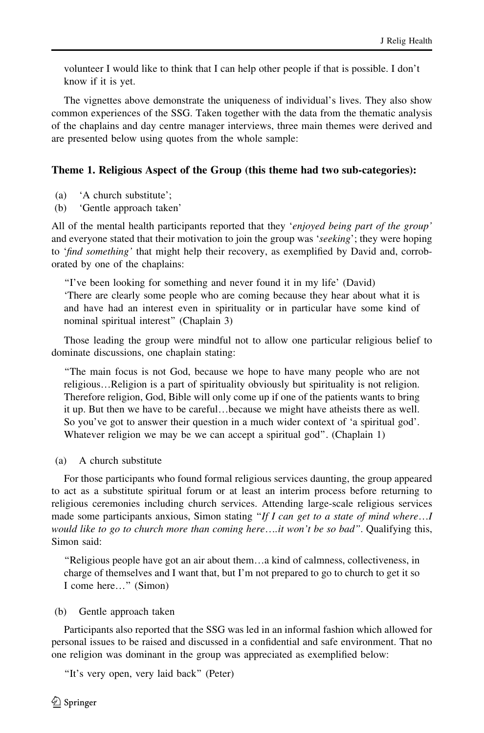volunteer I would like to think that I can help other people if that is possible. I don't know if it is yet.

The vignettes above demonstrate the uniqueness of individual's lives. They also show common experiences of the SSG. Taken together with the data from the thematic analysis of the chaplains and day centre manager interviews, three main themes were derived and are presented below using quotes from the whole sample:

### Theme 1. Religious Aspect of the Group (this theme had two sub-categories):

(a) 'A church substitute';
(b) 'Gentle approach taken'

All of the mental health participants reported that they '*enjoyed being part of the group*' and everyone stated that their motivation to join the group was '*seeking*'; they were hoping to '*find something*' that might help their recovery, as exemplified by David and, corroborated by one of the chaplains:

> "I've been looking for something and never found it in my life' (David)
> 'There are clearly some people who are coming because they hear about what it is and have had an interest even in spirituality or in particular have some kind of nominal spiritual interest" (Chaplain 3)

Those leading the group were mindful not to allow one particular religious belief to dominate discussions, one chaplain stating:

> "The main focus is not God, because we hope to have many people who are not religious…Religion is a part of spirituality obviously but spirituality is not religion. Therefore religion, God, Bible will only come up if one of the patients wants to bring it up. But then we have to be careful…because we might have atheists there as well. So you've got to answer their question in a much wider context of 'a spiritual god'. Whatever religion we may be we can accept a spiritual god". (Chaplain 1)

(a) A church substitute

For those participants who found formal religious services daunting, the group appeared to act as a substitute spiritual forum or at least an interim process before returning to religious ceremonies including church services. Attending large-scale religious services made some participants anxious, Simon stating "*If I can get to a state of mind where…I would like to go to church more than coming here….it won't be so bad*". Qualifying this, Simon said:

> "Religious people have got an air about them…a kind of calmness, collectiveness, in charge of themselves and I want that, but I'm not prepared to go to church to get it so I come here…" (Simon)

(b) Gentle approach taken

Participants also reported that the SSG was led in an informal fashion which allowed for personal issues to be raised and discussed in a confidential and safe environment. That no one religion was dominant in the group was appreciated as exemplified below:

> "It's very open, very laid back" (Peter)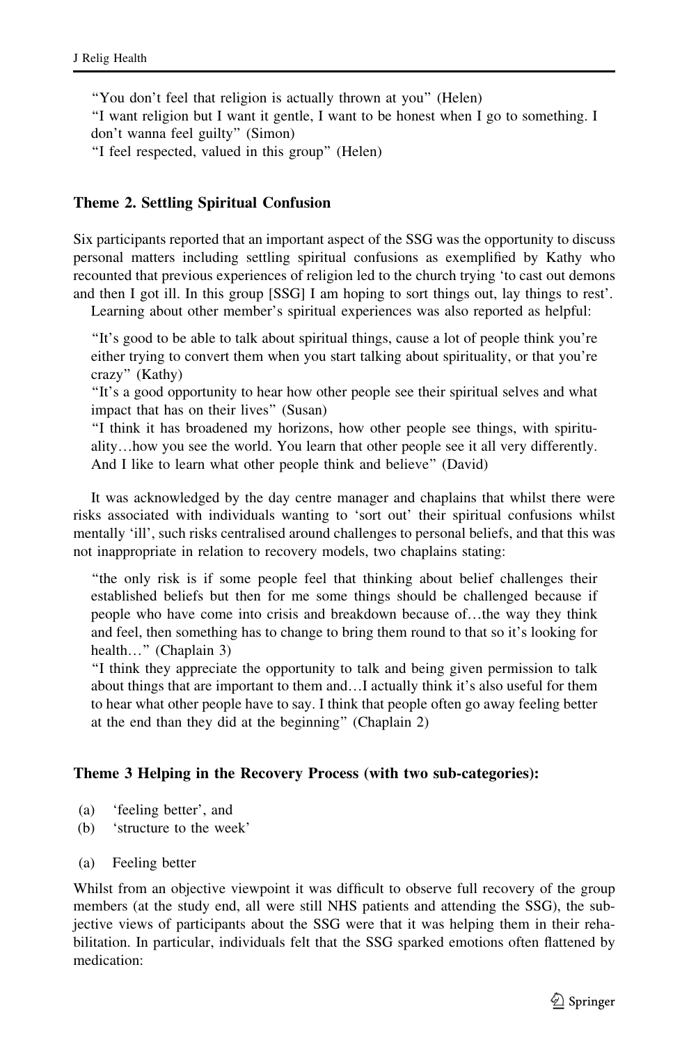"You don't feel that religion is actually thrown at you" (Helen)

"I want religion but I want it gentle, I want to be honest when I go to something. I don't wanna feel guilty" (Simon)

"I feel respected, valued in this group" (Helen)

### Theme 2. Settling Spiritual Confusion

Six participants reported that an important aspect of the SSG was the opportunity to discuss personal matters including settling spiritual confusions as exemplified by Kathy who recounted that previous experiences of religion led to the church trying 'to cast out demons and then I got ill. In this group [SSG] I am hoping to sort things out, lay things to rest'.

Learning about other member's spiritual experiences was also reported as helpful:

> "It's good to be able to talk about spiritual things, cause a lot of people think you're either trying to convert them when you start talking about spirituality, or that you're crazy" (Kathy)
>
> "It's a good opportunity to hear how other people see their spiritual selves and what impact that has on their lives" (Susan)
>
> "I think it has broadened my horizons, how other people see things, with spirituality…how you see the world. You learn that other people see it all very differently. And I like to learn what other people think and believe" (David)

It was acknowledged by the day centre manager and chaplains that whilst there were risks associated with individuals wanting to 'sort out' their spiritual confusions whilst mentally 'ill', such risks centralised around challenges to personal beliefs, and that this was not inappropriate in relation to recovery models, two chaplains stating:

> "the only risk is if some people feel that thinking about belief challenges their established beliefs but then for me some things should be challenged because if people who have come into crisis and breakdown because of…the way they think and feel, then something has to change to bring them round to that so it's looking for health…" (Chaplain 3)
>
> "I think they appreciate the opportunity to talk and being given permission to talk about things that are important to them and…I actually think it's also useful for them to hear what other people have to say. I think that people often go away feeling better at the end than they did at the beginning" (Chaplain 2)

### Theme 3 Helping in the Recovery Process (with two sub-categories):

(a) 'feeling better', and
(b) 'structure to the week'

(a) Feeling better

Whilst from an objective viewpoint it was difficult to observe full recovery of the group members (at the study end, all were still NHS patients and attending the SSG), the subjective views of participants about the SSG were that it was helping them in their rehabilitation. In particular, individuals felt that the SSG sparked emotions often flattened by medication: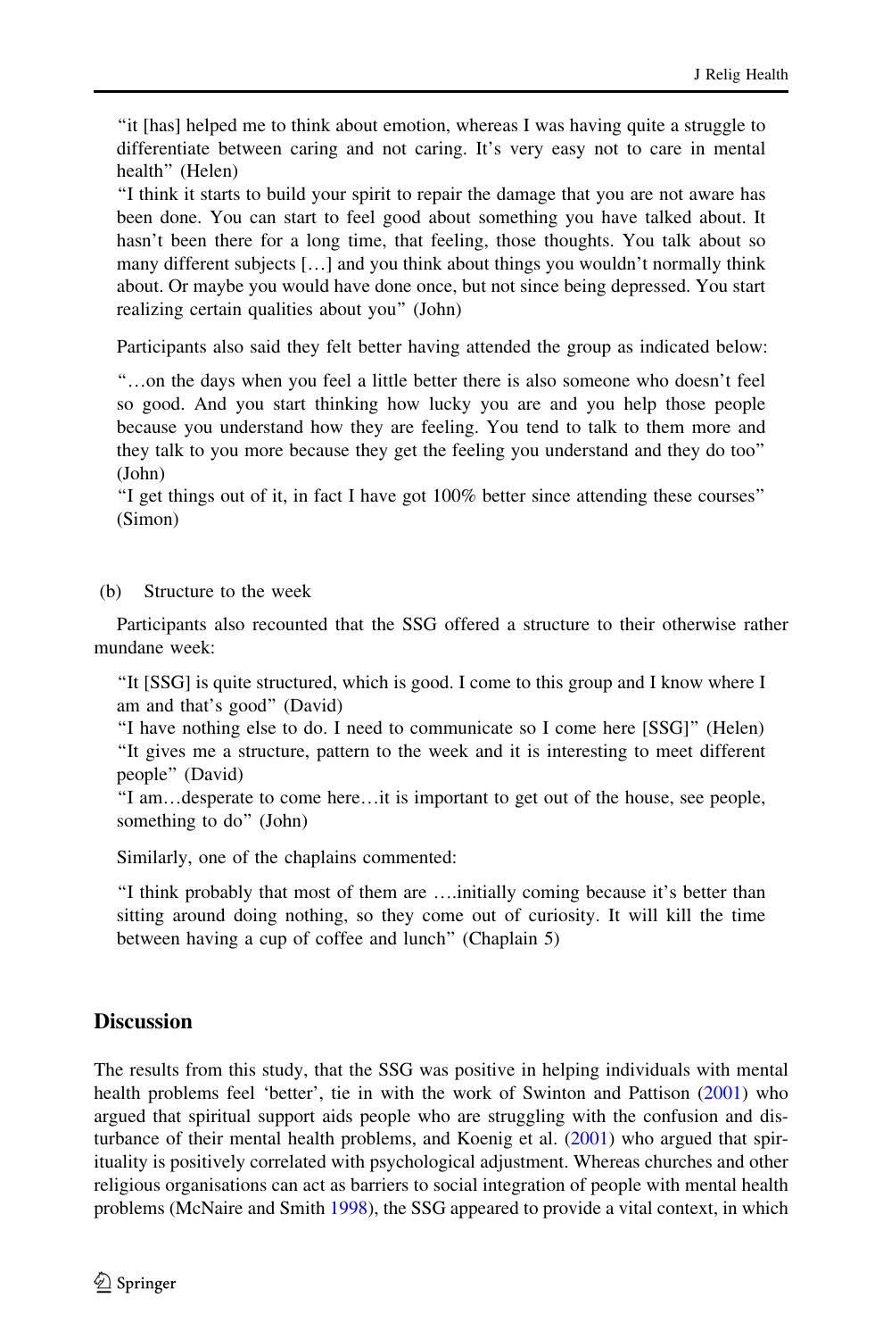> "it [has] helped me to think about emotion, whereas I was having quite a struggle to differentiate between caring and not caring. It's very easy not to care in mental health" (Helen)
>
> "I think it starts to build your spirit to repair the damage that you are not aware has been done. You can start to feel good about something you have talked about. It hasn't been there for a long time, that feeling, those thoughts. You talk about so many different subjects […] and you think about things you wouldn't normally think about. Or maybe you would have done once, but not since being depressed. You start realizing certain qualities about you" (John)

Participants also said they felt better having attended the group as indicated below:

> "…on the days when you feel a little better there is also someone who doesn't feel so good. And you start thinking how lucky you are and you help those people because you understand how they are feeling. You tend to talk to them more and they talk to you more because they get the feeling you understand and they do too" (John)
>
> "I get things out of it, in fact I have got 100% better since attending these courses" (Simon)

(b) Structure to the week

Participants also recounted that the SSG offered a structure to their otherwise rather mundane week:

> "It [SSG] is quite structured, which is good. I come to this group and I know where I am and that's good" (David)
>
> "I have nothing else to do. I need to communicate so I come here [SSG]" (Helen)
>
> "It gives me a structure, pattern to the week and it is interesting to meet different people" (David)
>
> "I am…desperate to come here…it is important to get out of the house, see people, something to do" (John)

Similarly, one of the chaplains commented:

> "I think probably that most of them are ….initially coming because it's better than sitting around doing nothing, so they come out of curiosity. It will kill the time between having a cup of coffee and lunch" (Chaplain 5)

## Discussion

The results from this study, that the SSG was positive in helping individuals with mental health problems feel 'better', tie in with the work of Swinton and Pattison (2001) who argued that spiritual support aids people who are struggling with the confusion and disturbance of their mental health problems, and Koenig et al. (2001) who argued that spirituality is positively correlated with psychological adjustment. Whereas churches and other religious organisations can act as barriers to social integration of people with mental health problems (McNaire and Smith 1998), the SSG appeared to provide a vital context, in which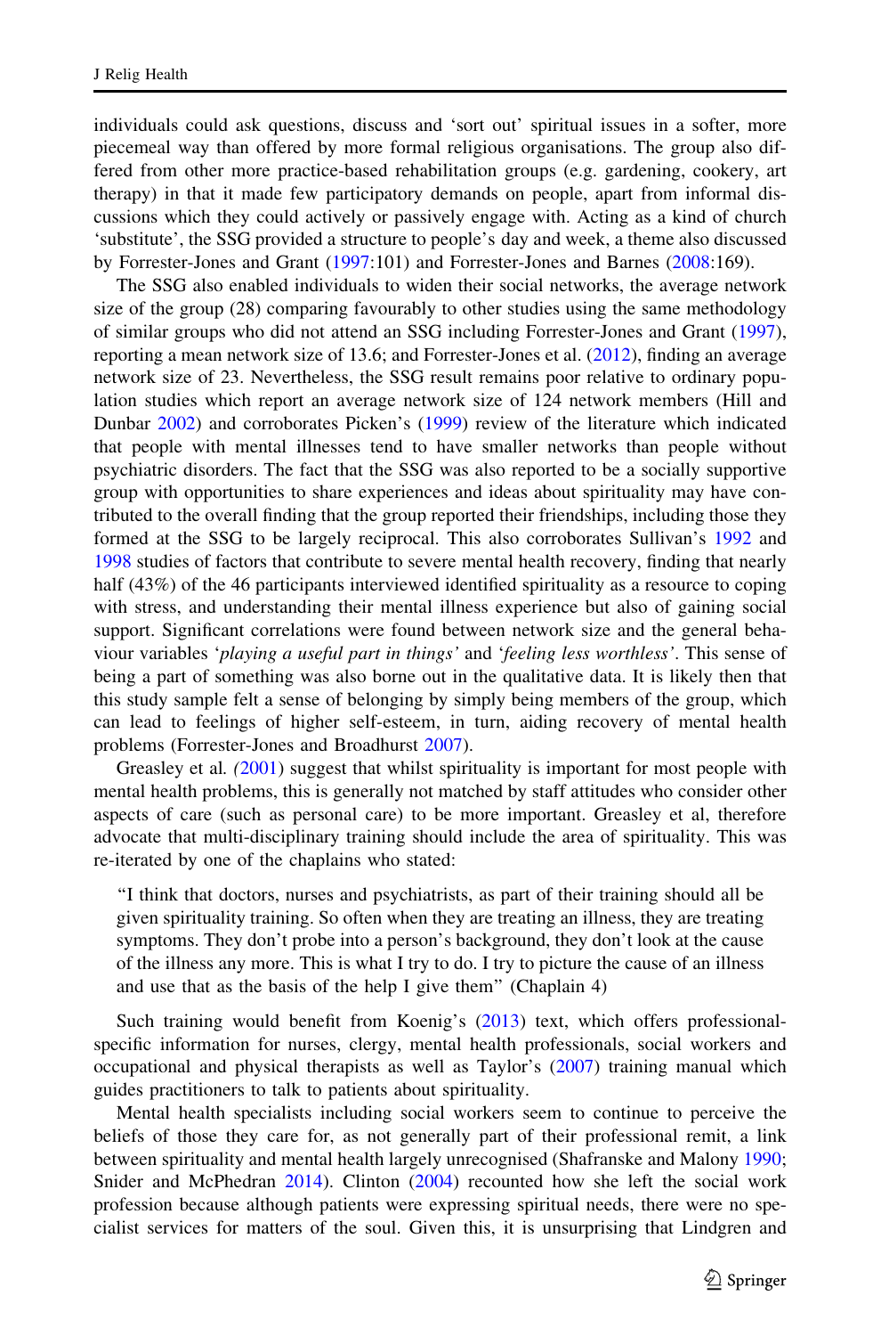individuals could ask questions, discuss and 'sort out' spiritual issues in a softer, more piecemeal way than offered by more formal religious organisations. The group also differed from other more practice-based rehabilitation groups (e.g. gardening, cookery, art therapy) in that it made few participatory demands on people, apart from informal discussions which they could actively or passively engage with. Acting as a kind of church 'substitute', the SSG provided a structure to people's day and week, a theme also discussed by Forrester-Jones and Grant (1997:101) and Forrester-Jones and Barnes (2008:169).

The SSG also enabled individuals to widen their social networks, the average network size of the group (28) comparing favourably to other studies using the same methodology of similar groups who did not attend an SSG including Forrester-Jones and Grant (1997), reporting a mean network size of 13.6; and Forrester-Jones et al. (2012), finding an average network size of 23. Nevertheless, the SSG result remains poor relative to ordinary population studies which report an average network size of 124 network members (Hill and Dunbar 2002) and corroborates Picken's (1999) review of the literature which indicated that people with mental illnesses tend to have smaller networks than people without psychiatric disorders. The fact that the SSG was also reported to be a socially supportive group with opportunities to share experiences and ideas about spirituality may have contributed to the overall finding that the group reported their friendships, including those they formed at the SSG to be largely reciprocal. This also corroborates Sullivan's 1992 and 1998 studies of factors that contribute to severe mental health recovery, finding that nearly half (43%) of the 46 participants interviewed identified spirituality as a resource to coping with stress, and understanding their mental illness experience but also of gaining social support. Significant correlations were found between network size and the general behaviour variables '*playing a useful part in things*' and '*feeling less worthless*'. This sense of being a part of something was also borne out in the qualitative data. It is likely then that this study sample felt a sense of belonging by simply being members of the group, which can lead to feelings of higher self-esteem, in turn, aiding recovery of mental health problems (Forrester-Jones and Broadhurst 2007).

Greasley et al. (2001) suggest that whilst spirituality is important for most people with mental health problems, this is generally not matched by staff attitudes who consider other aspects of care (such as personal care) to be more important. Greasley et al, therefore advocate that multi-disciplinary training should include the area of spirituality. This was re-iterated by one of the chaplains who stated:

> "I think that doctors, nurses and psychiatrists, as part of their training should all be given spirituality training. So often when they are treating an illness, they are treating symptoms. They don't probe into a person's background, they don't look at the cause of the illness any more. This is what I try to do. I try to picture the cause of an illness and use that as the basis of the help I give them" (Chaplain 4)

Such training would benefit from Koenig's (2013) text, which offers professional-specific information for nurses, clergy, mental health professionals, social workers and occupational and physical therapists as well as Taylor's (2007) training manual which guides practitioners to talk to patients about spirituality.

Mental health specialists including social workers seem to continue to perceive the beliefs of those they care for, as not generally part of their professional remit, a link between spirituality and mental health largely unrecognised (Shafranske and Malony 1990; Snider and McPhedran 2014). Clinton (2004) recounted how she left the social work profession because although patients were expressing spiritual needs, there were no specialist services for matters of the soul. Given this, it is unsurprising that Lindgren and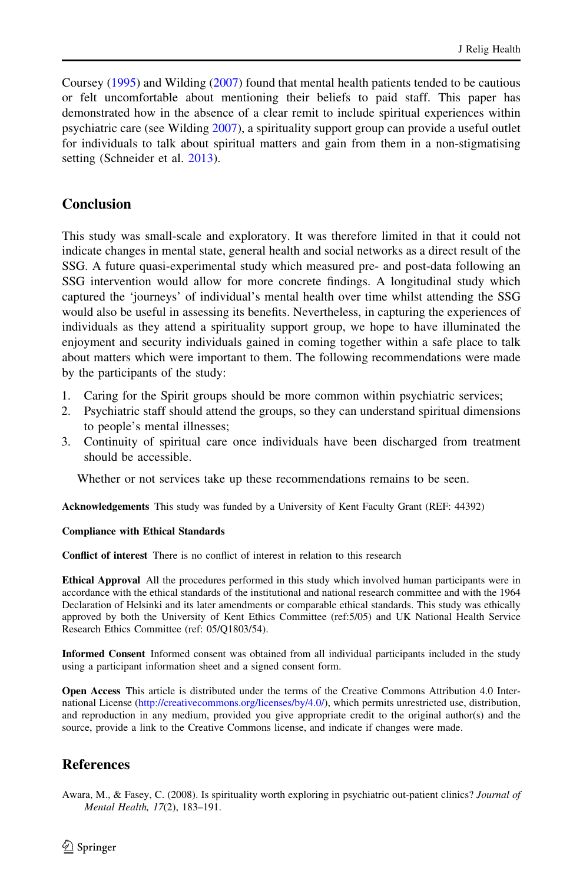Coursey (1995) and Wilding (2007) found that mental health patients tended to be cautious or felt uncomfortable about mentioning their beliefs to paid staff. This paper has demonstrated how in the absence of a clear remit to include spiritual experiences within psychiatric care (see Wilding 2007), a spirituality support group can provide a useful outlet for individuals to talk about spiritual matters and gain from them in a non-stigmatising setting (Schneider et al. 2013).

## Conclusion

This study was small-scale and exploratory. It was therefore limited in that it could not indicate changes in mental state, general health and social networks as a direct result of the SSG. A future quasi-experimental study which measured pre- and post-data following an SSG intervention would allow for more concrete findings. A longitudinal study which captured the 'journeys' of individual's mental health over time whilst attending the SSG would also be useful in assessing its benefits. Nevertheless, in capturing the experiences of individuals as they attend a spirituality support group, we hope to have illuminated the enjoyment and security individuals gained in coming together within a safe place to talk about matters which were important to them. The following recommendations were made by the participants of the study:

1. Caring for the Spirit groups should be more common within psychiatric services;
2. Psychiatric staff should attend the groups, so they can understand spiritual dimensions to people's mental illnesses;
3. Continuity of spiritual care once individuals have been discharged from treatment should be accessible.

Whether or not services take up these recommendations remains to be seen.

**Acknowledgements** This study was funded by a University of Kent Faculty Grant (REF: 44392)

**Compliance with Ethical Standards**

**Conflict of interest** There is no conflict of interest in relation to this research

**Ethical Approval** All the procedures performed in this study which involved human participants were in accordance with the ethical standards of the institutional and national research committee and with the 1964 Declaration of Helsinki and its later amendments or comparable ethical standards. This study was ethically approved by both the University of Kent Ethics Committee (ref:5/05) and UK National Health Service Research Ethics Committee (ref: 05/Q1803/54).

**Informed Consent** Informed consent was obtained from all individual participants included in the study using a participant information sheet and a signed consent form.

**Open Access** This article is distributed under the terms of the Creative Commons Attribution 4.0 International License (http://creativecommons.org/licenses/by/4.0/), which permits unrestricted use, distribution, and reproduction in any medium, provided you give appropriate credit to the original author(s) and the source, provide a link to the Creative Commons license, and indicate if changes were made.

## References

Awara, M., & Fasey, C. (2008). Is spirituality worth exploring in psychiatric out-patient clinics? *Journal of Mental Health, 17*(2), 183–191.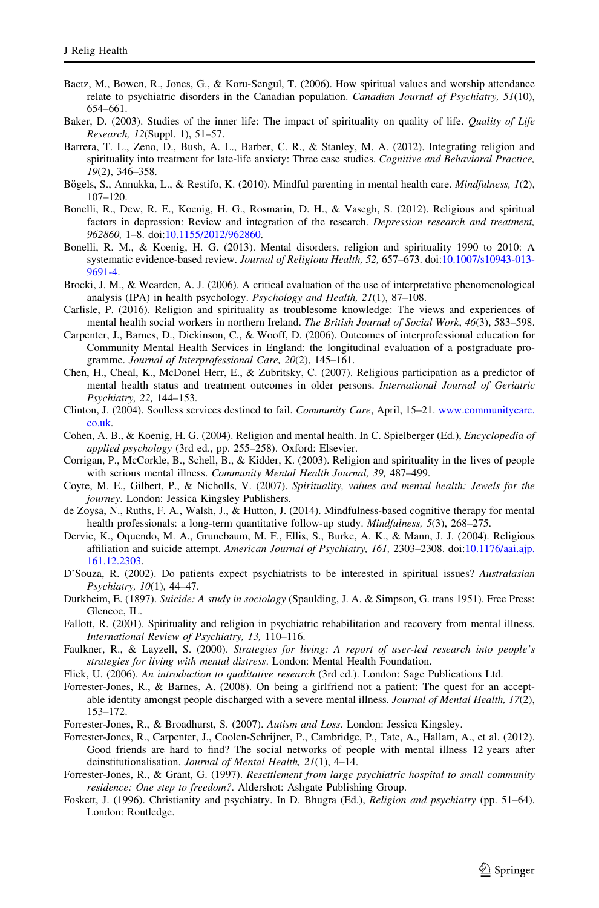Baetz, M., Bowen, R., Jones, G., & Koru-Sengul, T. (2006). How spiritual values and worship attendance relate to psychiatric disorders in the Canadian population. *Canadian Journal of Psychiatry, 51*(10), 654–661.

Baker, D. (2003). Studies of the inner life: The impact of spirituality on quality of life. *Quality of Life Research, 12*(Suppl. 1), 51–57.

Barrera, T. L., Zeno, D., Bush, A. L., Barber, C. R., & Stanley, M. A. (2012). Integrating religion and spirituality into treatment for late-life anxiety: Three case studies. *Cognitive and Behavioral Practice, 19*(2), 346–358.

Bögels, S., Annukka, L., & Restifo, K. (2010). Mindful parenting in mental health care. *Mindfulness, 1*(2), 107–120.

Bonelli, R., Dew, R. E., Koenig, H. G., Rosmarin, D. H., & Vasegh, S. (2012). Religious and spiritual factors in depression: Review and integration of the research. *Depression research and treatment, 962860,* 1–8. doi:10.1155/2012/962860.

Bonelli, R. M., & Koenig, H. G. (2013). Mental disorders, religion and spirituality 1990 to 2010: A systematic evidence-based review. *Journal of Religious Health, 52,* 657–673. doi:10.1007/s10943-013-9691-4.

Brocki, J. M., & Wearden, A. J. (2006). A critical evaluation of the use of interpretative phenomenological analysis (IPA) in health psychology. *Psychology and Health, 21*(1), 87–108.

Carlisle, P. (2016). Religion and spirituality as troublesome knowledge: The views and experiences of mental health social workers in northern Ireland. *The British Journal of Social Work*, *46*(3), 583–598.

Carpenter, J., Barnes, D., Dickinson, C., & Wooff, D. (2006). Outcomes of interprofessional education for Community Mental Health Services in England: the longitudinal evaluation of a postgraduate programme. *Journal of Interprofessional Care, 20*(2), 145–161.

Chen, H., Cheal, K., McDonel Herr, E., & Zubritsky, C. (2007). Religious participation as a predictor of mental health status and treatment outcomes in older persons. *International Journal of Geriatric Psychiatry, 22,* 144–153.

Clinton, J. (2004). Soulless services destined to fail. *Community Care*, April, 15–21. www.communitycare.co.uk.

Cohen, A. B., & Koenig, H. G. (2004). Religion and mental health. In C. Spielberger (Ed.), *Encyclopedia of applied psychology* (3rd ed., pp. 255–258). Oxford: Elsevier.

Corrigan, P., McCorkle, B., Schell, B., & Kidder, K. (2003). Religion and spirituality in the lives of people with serious mental illness. *Community Mental Health Journal, 39,* 487–499.

Coyte, M. E., Gilbert, P., & Nicholls, V. (2007). *Spirituality, values and mental health: Jewels for the journey*. London: Jessica Kingsley Publishers.

de Zoysa, N., Ruths, F. A., Walsh, J., & Hutton, J. (2014). Mindfulness-based cognitive therapy for mental health professionals: a long-term quantitative follow-up study. *Mindfulness, 5*(3), 268–275.

Dervic, K., Oquendo, M. A., Grunebaum, M. F., Ellis, S., Burke, A. K., & Mann, J. J. (2004). Religious affiliation and suicide attempt. *American Journal of Psychiatry, 161,* 2303–2308. doi:10.1176/aai.ajp.161.12.2303.

D'Souza, R. (2002). Do patients expect psychiatrists to be interested in spiritual issues? *Australasian Psychiatry, 10*(1), 44–47.

Durkheim, E. (1897). *Suicide: A study in sociology* (Spaulding, J. A. & Simpson, G. trans 1951). Free Press: Glencoe, IL.

Fallott, R. (2001). Spirituality and religion in psychiatric rehabilitation and recovery from mental illness. *International Review of Psychiatry, 13,* 110–116.

Faulkner, R., & Layzell, S. (2000). *Strategies for living: A report of user-led research into people's strategies for living with mental distress*. London: Mental Health Foundation.

Flick, U. (2006). *An introduction to qualitative research* (3rd ed.). London: Sage Publications Ltd.

Forrester-Jones, R., & Barnes, A. (2008). On being a girlfriend not a patient: The quest for an acceptable identity amongst people discharged with a severe mental illness. *Journal of Mental Health, 17*(2), 153–172.

Forrester-Jones, R., & Broadhurst, S. (2007). *Autism and Loss*. London: Jessica Kingsley.

Forrester-Jones, R., Carpenter, J., Coolen-Schrijner, P., Cambridge, P., Tate, A., Hallam, A., et al. (2012). Good friends are hard to find? The social networks of people with mental illness 12 years after deinstitutionalisation. *Journal of Mental Health, 21*(1), 4–14.

Forrester-Jones, R., & Grant, G. (1997). *Resettlement from large psychiatric hospital to small community residence: One step to freedom?*. Aldershot: Ashgate Publishing Group.

Foskett, J. (1996). Christianity and psychiatry. In D. Bhugra (Ed.), *Religion and psychiatry* (pp. 51–64). London: Routledge.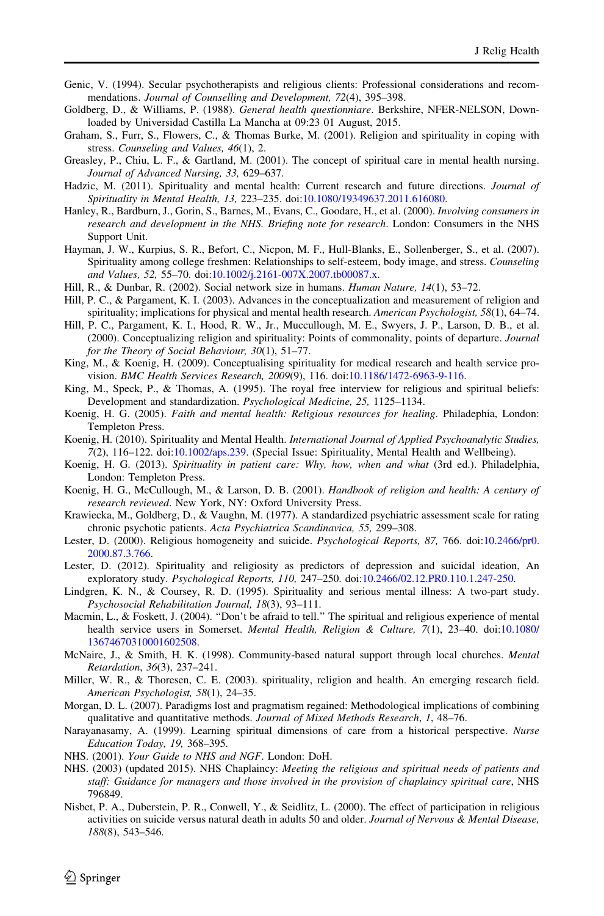Genic, V. (1994). Secular psychotherapists and religious clients: Professional considerations and recommendations. *Journal of Counselling and Development, 72*(4), 395–398.

Goldberg, D., & Williams, P. (1988). *General health questionniare*. Berkshire, NFER-NELSON, Downloaded by Universidad Castilla La Mancha at 09:23 01 August, 2015.

Graham, S., Furr, S., Flowers, C., & Thomas Burke, M. (2001). Religion and spirituality in coping with stress. *Counseling and Values, 46*(1), 2.

Greasley, P., Chiu, L. F., & Gartland, M. (2001). The concept of spiritual care in mental health nursing. *Journal of Advanced Nursing, 33,* 629–637.

Hadzic, M. (2011). Spirituality and mental health: Current research and future directions. *Journal of Spirituality in Mental Health, 13,* 223–235. doi:10.1080/19349637.2011.616080.

Hanley, R., Bardburn, J., Gorin, S., Barnes, M., Evans, C., Goodare, H., et al. (2000). *Involving consumers in research and development in the NHS. Briefing note for research*. London: Consumers in the NHS Support Unit.

Hayman, J. W., Kurpius, S. R., Befort, C., Nicpon, M. F., Hull-Blanks, E., Sollenberger, S., et al. (2007). Spirituality among college freshmen: Relationships to self-esteem, body image, and stress. *Counseling and Values, 52,* 55–70. doi:10.1002/j.2161-007X.2007.tb00087.x.

Hill, R., & Dunbar, R. (2002). Social network size in humans. *Human Nature, 14*(1), 53–72.

Hill, P. C., & Pargament, K. I. (2003). Advances in the conceptualization and measurement of religion and spirituality; implications for physical and mental health research. *American Psychologist, 58*(1), 64–74.

Hill, P. C., Pargament, K. I., Hood, R. W., Jr., Mucculough, M. E., Swyers, J. P., Larson, D. B., et al. (2000). Conceptualizing religion and spirituality: Points of commonality, points of departure. *Journal for the Theory of Social Behaviour, 30*(1), 51–77.

King, M., & Koenig, H. (2009). Conceptualising spirituality for medical research and health service provision. *BMC Health Services Research, 2009*(9), 116. doi:10.1186/1472-6963-9-116.

King, M., Speck, P., & Thomas, A. (1995). The royal free interview for religious and spiritual beliefs: Development and standardization. *Psychological Medicine, 25,* 1125–1134.

Koenig, H. G. (2005). *Faith and mental health: Religious resources for healing*. Philadephia, London: Templeton Press.

Koenig, H. (2010). Spirituality and Mental Health. *International Journal of Applied Psychoanalytic Studies, 7*(2), 116–122. doi:10.1002/aps.239. (Special Issue: Spirituality, Mental Health and Wellbeing).

Koenig, H. G. (2013). *Spirituality in patient care: Why, how, when and what* (3rd ed.). Philadelphia, London: Templeton Press.

Koenig, H. G., McCullough, M., & Larson, D. B. (2001). *Handbook of religion and health: A century of research reviewed*. New York, NY: Oxford University Press.

Krawiecka, M., Goldberg, D., & Vaughn, M. (1977). A standardized psychiatric assessment scale for rating chronic psychotic patients. *Acta Psychiatrica Scandinavica, 55,* 299–308.

Lester, D. (2000). Religious homogeneity and suicide. *Psychological Reports, 87,* 766. doi:10.2466/pr0.2000.87.3.766.

Lester, D. (2012). Spirituality and religiosity as predictors of depression and suicidal ideation, An exploratory study. *Psychological Reports, 110,* 247–250. doi:10.2466/02.12.PR0.110.1.247-250.

Lindgren, K. N., & Coursey, R. D. (1995). Spirituality and serious mental illness: A two-part study. *Psychosocial Rehabilitation Journal, 18*(3), 93–111.

Macmin, L., & Foskett, J. (2004). "Don't be afraid to tell." The spiritual and religious experience of mental health service users in Somerset. *Mental Health, Religion & Culture, 7*(1), 23–40. doi:10.1080/13674670310001602508.

McNaire, J., & Smith, H. K. (1998). Community-based natural support through local churches. *Mental Retardation*, *36*(3), 237–241.

Miller, W. R., & Thoresen, C. E. (2003). spirituality, religion and health. An emerging research field. *American Psychologist, 58*(1), 24–35.

Morgan, D. L. (2007). Paradigms lost and pragmatism regained: Methodological implications of combining qualitative and quantitative methods. *Journal of Mixed Methods Research*, *1*, 48–76.

Narayanasamy, A. (1999). Learning spiritual dimensions of care from a historical perspective. *Nurse Education Today, 19,* 368–395.

NHS. (2001). *Your Guide to NHS and NGF*. London: DoH.

NHS. (2003) (updated 2015). NHS Chaplaincy: *Meeting the religious and spiritual needs of patients and staff: Guidance for managers and those involved in the provision of chaplaincy spiritual care*, NHS 796849.

Nisbet, P. A., Duberstein, P. R., Conwell, Y., & Seidlitz, L. (2000). The effect of participation in religious activities on suicide versus natural death in adults 50 and older. *Journal of Nervous & Mental Disease, 188*(8), 543–546.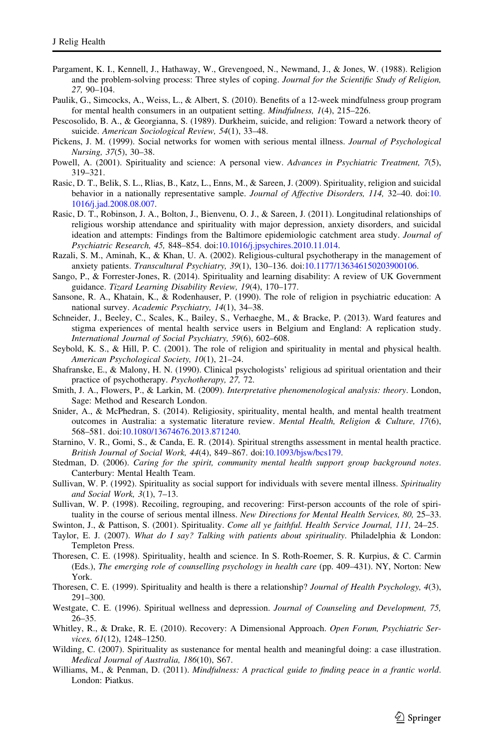Pargament, K. I., Kennell, J., Hathaway, W., Grevengoed, N., Newmand, J., & Jones, W. (1988). Religion and the problem-solving process: Three styles of coping. *Journal for the Scientific Study of Religion, 27,* 90–104.

Paulik, G., Simcocks, A., Weiss, L., & Albert, S. (2010). Benefits of a 12-week mindfulness group program for mental health consumers in an outpatient setting. *Mindfulness, 1*(4), 215–226.

Pescosolido, B. A., & Georgianna, S. (1989). Durkheim, suicide, and religion: Toward a network theory of suicide. *American Sociological Review, 54*(1), 33–48.

Pickens, J. M. (1999). Social networks for women with serious mental illness. *Journal of Psychological Nursing, 37*(5), 30–38.

Powell, A. (2001). Spirituality and science: A personal view. *Advances in Psychiatric Treatment, 7*(5), 319–321.

Rasic, D. T., Belik, S. L., Rlias, B., Katz, L., Enns, M., & Sareen, J. (2009). Spirituality, religion and suicidal behavior in a nationally representative sample. *Journal of Affective Disorders, 114,* 32–40. doi:10.1016/j.jad.2008.08.007.

Rasic, D. T., Robinson, J. A., Bolton, J., Bienvenu, O. J., & Sareen, J. (2011). Longitudinal relationships of religious worship attendance and spirituality with major depression, anxiety disorders, and suicidal ideation and attempts: Findings from the Baltimore epidemiologic catchment area study. *Journal of Psychiatric Research, 45,* 848–854. doi:10.1016/j.jpsychires.2010.11.014.

Razali, S. M., Aminah, K., & Khan, U. A. (2002). Religious-cultural psychotherapy in the management of anxiety patients. *Transcultural Psychiatry, 39*(1), 130–136. doi:10.1177/136346150203900106.

Sango, P., & Forrester-Jones, R. (2014). Spirituality and learning disability: A review of UK Government guidance. *Tizard Learning Disability Review, 19*(4), 170–177.

Sansone, R. A., Khatain, K., & Rodenhauser, P. (1990). The role of religion in psychiatric education: A national survey. *Academic Psychiatry, 14*(1), 34–38.

Schneider, J., Beeley, C., Scales, K., Bailey, S., Verhaeghe, M., & Bracke, P. (2013). Ward features and stigma experiences of mental health service users in Belgium and England: A replication study. *International Journal of Social Psychiatry, 59*(6), 602–608.

Seybold, K. S., & Hill, P. C. (2001). The role of religion and spirituality in mental and physical health. *American Psychological Society, 10*(1), 21–24.

Shafranske, E., & Malony, H. N. (1990). Clinical psychologists' religious ad spiritual orientation and their practice of psychotherapy. *Psychotherapy, 27,* 72.

Smith, J. A., Flowers, P., & Larkin, M. (2009). *Interpretative phenomenological analysis: theory*. London, Sage: Method and Research London.

Snider, A., & McPhedran, S. (2014). Religiosity, spirituality, mental health, and mental health treatment outcomes in Australia: a systematic literature review. *Mental Health, Religion & Culture, 17*(6), 568–581. doi:10.1080/13674676.2013.871240.

Starnino, V. R., Gomi, S., & Canda, E. R. (2014). Spiritual strengths assessment in mental health practice. *British Journal of Social Work, 44*(4), 849–867. doi:10.1093/bjsw/bcs179.

Stedman, D. (2006). *Caring for the spirit, community mental health support group background notes*. Canterbury: Mental Health Team.

Sullivan, W. P. (1992). Spirituality as social support for individuals with severe mental illness. *Spirituality and Social Work, 3*(1), 7–13.

Sullivan, W. P. (1998). Recoiling, regrouping, and recovering: First-person accounts of the role of spirituality in the course of serious mental illness. *New Directions for Mental Health Services, 80,* 25–33.

Swinton, J., & Pattison, S. (2001). Spirituality. *Come all ye faithful. Health Service Journal, 111,* 24–25.

Taylor, E. J. (2007). *What do I say? Talking with patients about spirituality*. Philadelphia & London: Templeton Press.

Thoresen, C. E. (1998). Spirituality, health and science. In S. Roth-Roemer, S. R. Kurpius, & C. Carmin (Eds.), *The emerging role of counselling psychology in health care* (pp. 409–431). NY, Norton: New York.

Thoresen, C. E. (1999). Spirituality and health is there a relationship? *Journal of Health Psychology, 4*(3), 291–300.

Westgate, C. E. (1996). Spiritual wellness and depression. *Journal of Counseling and Development, 75,* 26–35.

Whitley, R., & Drake, R. E. (2010). Recovery: A Dimensional Approach. *Open Forum, Psychiatric Services, 61*(12), 1248–1250.

Wilding, C. (2007). Spirituality as sustenance for mental health and meaningful doing: a case illustration. *Medical Journal of Australia, 186*(10), S67.

Williams, M., & Penman, D. (2011). *Mindfulness: A practical guide to finding peace in a frantic world*. London: Piatkus.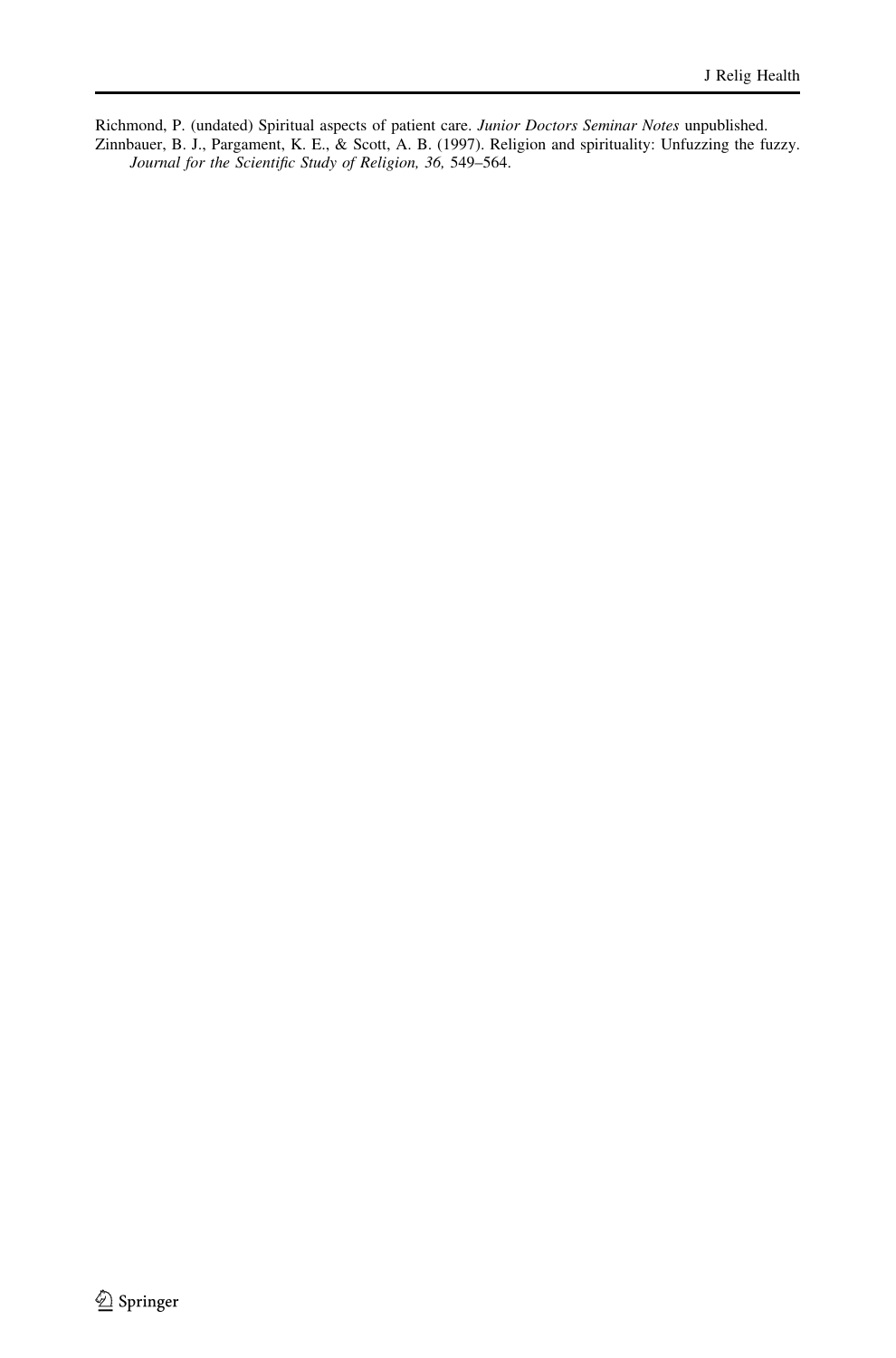Richmond, P. (undated) Spiritual aspects of patient care. *Junior Doctors Seminar Notes* unpublished.

Zinnbauer, B. J., Pargament, K. E., & Scott, A. B. (1997). Religion and spirituality: Unfuzzing the fuzzy. *Journal for the Scientific Study of Religion, 36,* 549–564.